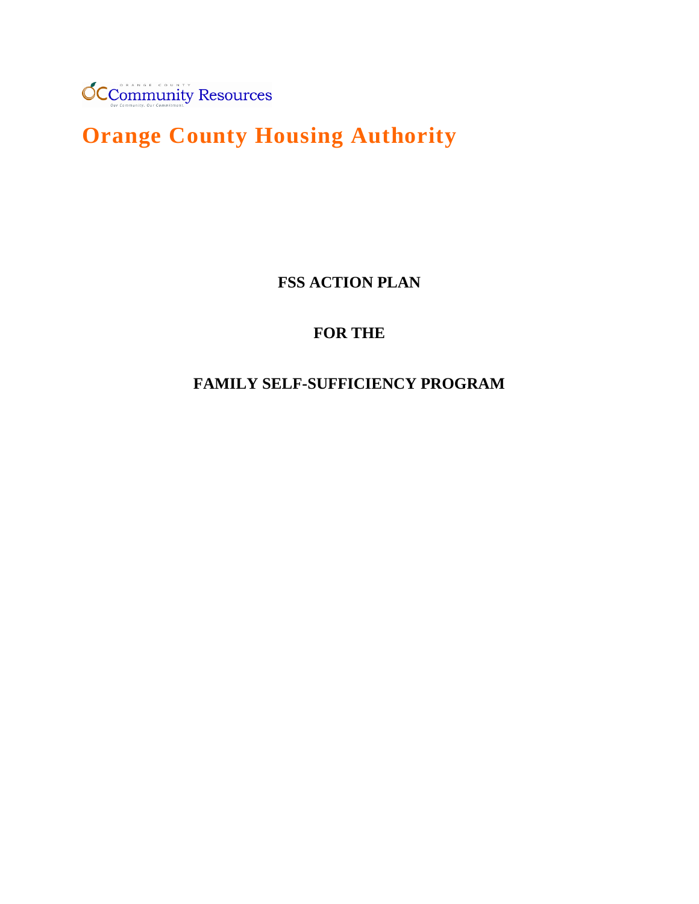ORANGE COUNTY
OC Community Resources
Our Community. Our Commitment.

# Orange County Housing Authority

**FSS ACTION PLAN**

**FOR THE**

**FAMILY SELF-SUFFICIENCY PROGRAM**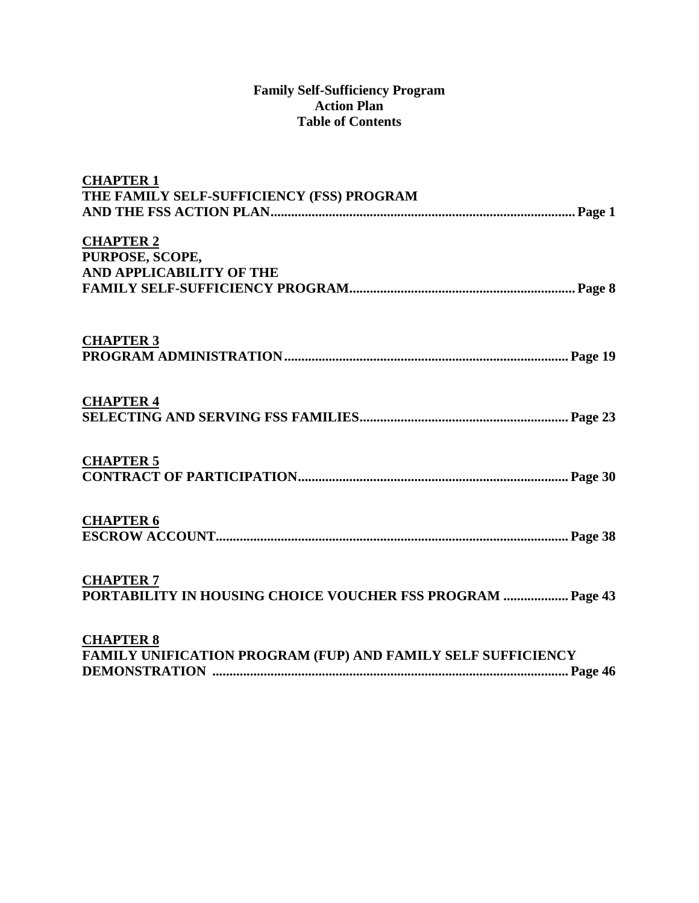# Family Self-Sufficiency Program
# Action Plan
# Table of Contents

**CHAPTER 1**
**THE FAMILY SELF-SUFFICIENCY (FSS) PROGRAM AND THE FSS ACTION PLAN........................................................................................Page 1**

**CHAPTER 2**
**PURPOSE, SCOPE, AND APPLICABILITY OF THE FAMILY SELF-SUFFICIENCY PROGRAM.................................................................Page 8**

**CHAPTER 3**
**PROGRAM ADMINISTRATION..................................................................................Page 19**

**CHAPTER 4**
**SELECTING AND SERVING FSS FAMILIES.............................................................Page 23**

**CHAPTER 5**
**CONTRACT OF PARTICIPATION..............................................................................Page 30**

**CHAPTER 6**
**ESCROW ACCOUNT......................................................................................................Page 38**

**CHAPTER 7**
**PORTABILITY IN HOUSING CHOICE VOUCHER FSS PROGRAM ...................Page 43**

**CHAPTER 8**
**FAMILY UNIFICATION PROGRAM (FUP) AND FAMILY SELF SUFFICIENCY DEMONSTRATION .......................................................................................................Page 46**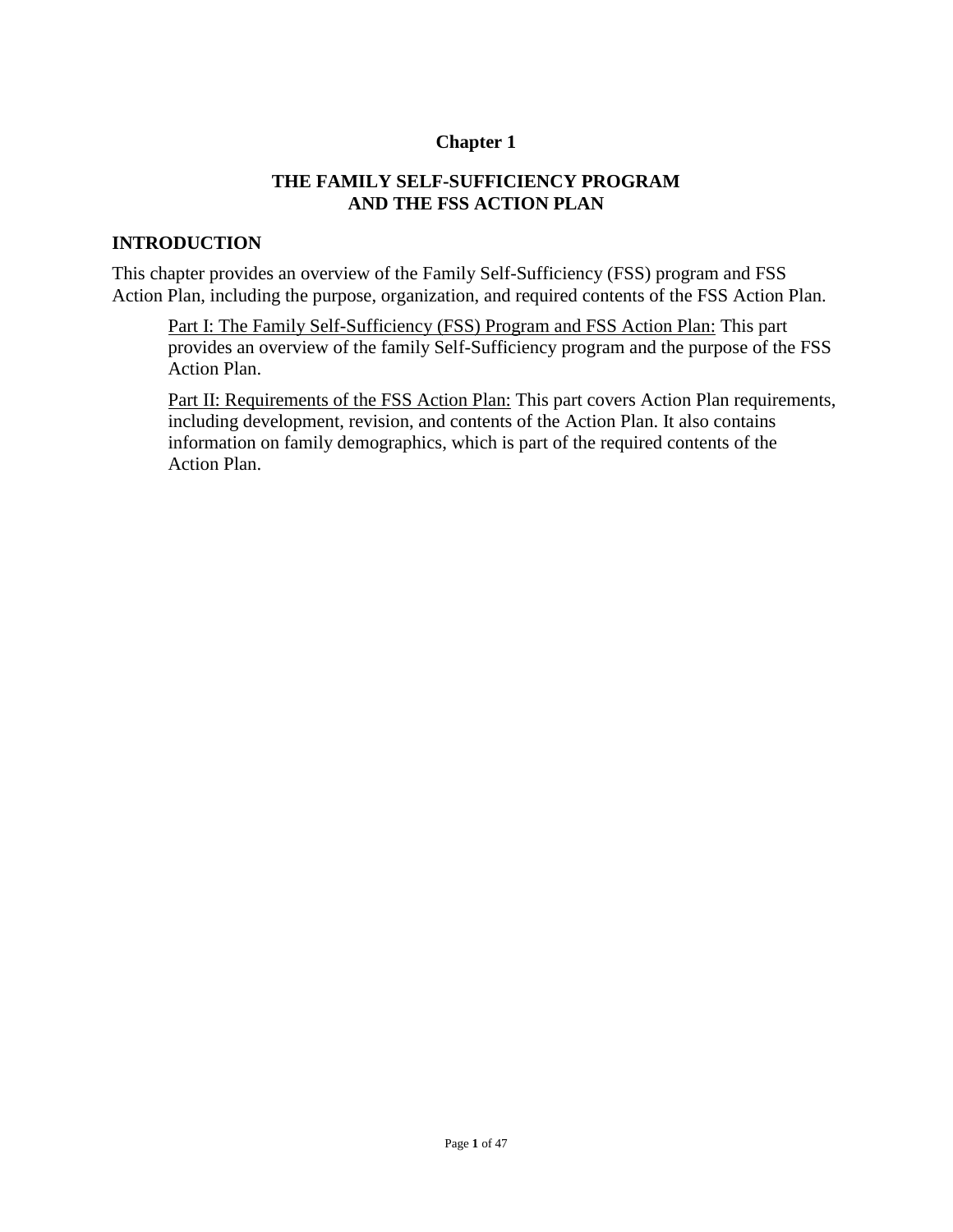# Chapter 1

## THE FAMILY SELF-SUFFICIENCY PROGRAM AND THE FSS ACTION PLAN

## INTRODUCTION

This chapter provides an overview of the Family Self-Sufficiency (FSS) program and FSS Action Plan, including the purpose, organization, and required contents of the FSS Action Plan.

> Part I: The Family Self-Sufficiency (FSS) Program and FSS Action Plan: This part provides an overview of the family Self-Sufficiency program and the purpose of the FSS Action Plan.
>
> Part II: Requirements of the FSS Action Plan: This part covers Action Plan requirements, including development, revision, and contents of the Action Plan. It also contains information on family demographics, which is part of the required contents of the Action Plan.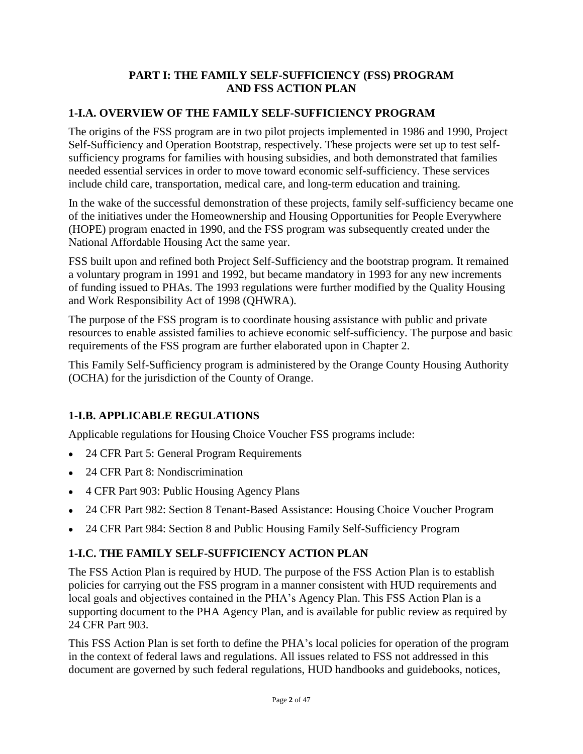# PART I: THE FAMILY SELF-SUFFICIENCY (FSS) PROGRAM AND FSS ACTION PLAN

## 1-I.A. OVERVIEW OF THE FAMILY SELF-SUFFICIENCY PROGRAM

The origins of the FSS program are in two pilot projects implemented in 1986 and 1990, Project Self-Sufficiency and Operation Bootstrap, respectively. These projects were set up to test self-sufficiency programs for families with housing subsidies, and both demonstrated that families needed essential services in order to move toward economic self-sufficiency. These services include child care, transportation, medical care, and long-term education and training.

In the wake of the successful demonstration of these projects, family self-sufficiency became one of the initiatives under the Homeownership and Housing Opportunities for People Everywhere (HOPE) program enacted in 1990, and the FSS program was subsequently created under the National Affordable Housing Act the same year.

FSS built upon and refined both Project Self-Sufficiency and the bootstrap program. It remained a voluntary program in 1991 and 1992, but became mandatory in 1993 for any new increments of funding issued to PHAs. The 1993 regulations were further modified by the Quality Housing and Work Responsibility Act of 1998 (QHWRA).

The purpose of the FSS program is to coordinate housing assistance with public and private resources to enable assisted families to achieve economic self-sufficiency. The purpose and basic requirements of the FSS program are further elaborated upon in Chapter 2.

This Family Self-Sufficiency program is administered by the Orange County Housing Authority (OCHA) for the jurisdiction of the County of Orange.

## 1-I.B. APPLICABLE REGULATIONS

Applicable regulations for Housing Choice Voucher FSS programs include:

- 24 CFR Part 5: General Program Requirements
- 24 CFR Part 8: Nondiscrimination
- 4 CFR Part 903: Public Housing Agency Plans
- 24 CFR Part 982: Section 8 Tenant-Based Assistance: Housing Choice Voucher Program
- 24 CFR Part 984: Section 8 and Public Housing Family Self-Sufficiency Program

## 1-I.C. THE FAMILY SELF-SUFFICIENCY ACTION PLAN

The FSS Action Plan is required by HUD. The purpose of the FSS Action Plan is to establish policies for carrying out the FSS program in a manner consistent with HUD requirements and local goals and objectives contained in the PHA's Agency Plan. This FSS Action Plan is a supporting document to the PHA Agency Plan, and is available for public review as required by 24 CFR Part 903.

This FSS Action Plan is set forth to define the PHA's local policies for operation of the program in the context of federal laws and regulations. All issues related to FSS not addressed in this document are governed by such federal regulations, HUD handbooks and guidebooks, notices,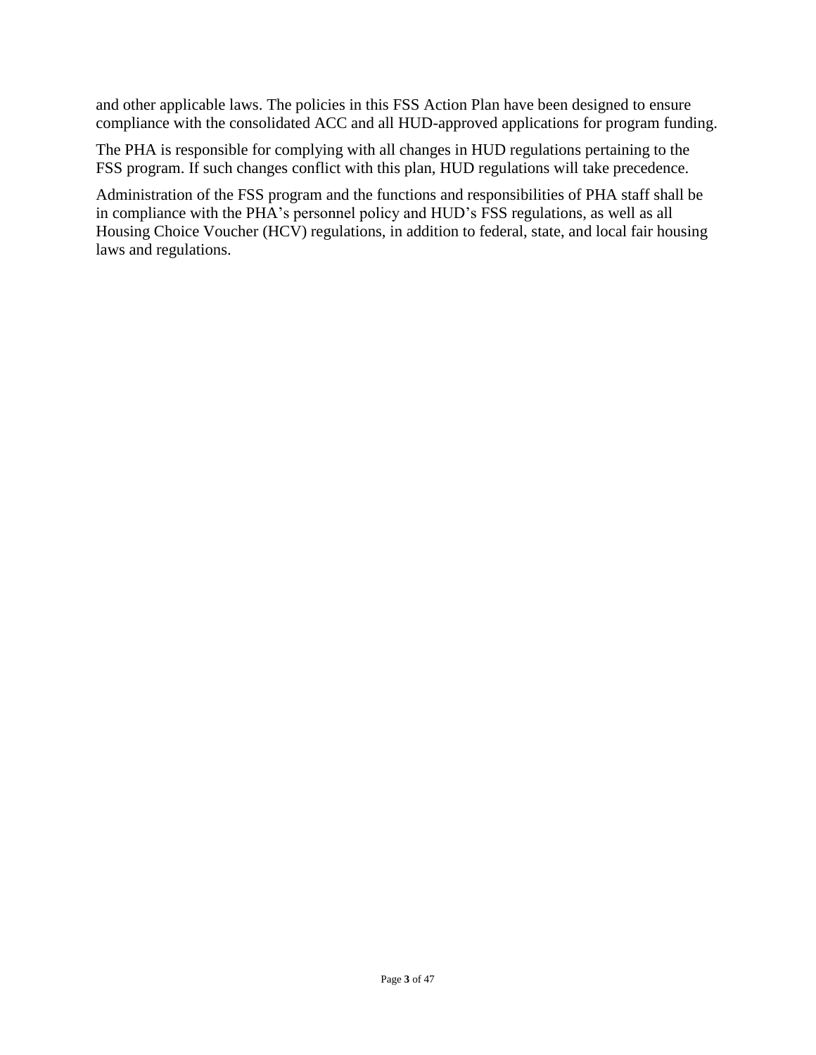and other applicable laws. The policies in this FSS Action Plan have been designed to ensure compliance with the consolidated ACC and all HUD-approved applications for program funding.

The PHA is responsible for complying with all changes in HUD regulations pertaining to the FSS program. If such changes conflict with this plan, HUD regulations will take precedence.

Administration of the FSS program and the functions and responsibilities of PHA staff shall be in compliance with the PHA's personnel policy and HUD's FSS regulations, as well as all Housing Choice Voucher (HCV) regulations, in addition to federal, state, and local fair housing laws and regulations.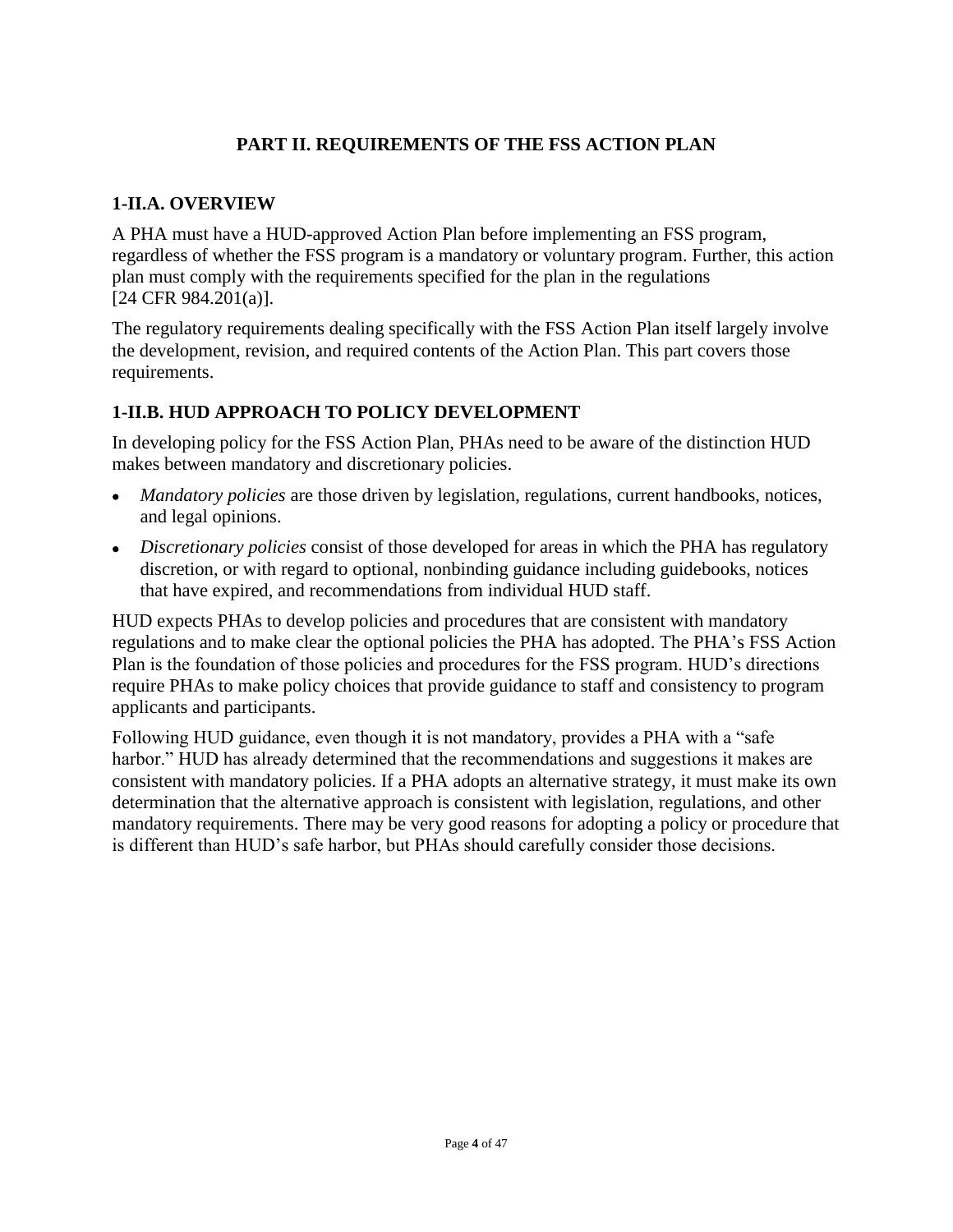## PART II. REQUIREMENTS OF THE FSS ACTION PLAN

### 1-II.A. OVERVIEW

A PHA must have a HUD-approved Action Plan before implementing an FSS program, regardless of whether the FSS program is a mandatory or voluntary program. Further, this action plan must comply with the requirements specified for the plan in the regulations [24 CFR 984.201(a)].

The regulatory requirements dealing specifically with the FSS Action Plan itself largely involve the development, revision, and required contents of the Action Plan. This part covers those requirements.

### 1-II.B. HUD APPROACH TO POLICY DEVELOPMENT

In developing policy for the FSS Action Plan, PHAs need to be aware of the distinction HUD makes between mandatory and discretionary policies.

- *Mandatory policies* are those driven by legislation, regulations, current handbooks, notices, and legal opinions.
- *Discretionary policies* consist of those developed for areas in which the PHA has regulatory discretion, or with regard to optional, nonbinding guidance including guidebooks, notices that have expired, and recommendations from individual HUD staff.

HUD expects PHAs to develop policies and procedures that are consistent with mandatory regulations and to make clear the optional policies the PHA has adopted. The PHA's FSS Action Plan is the foundation of those policies and procedures for the FSS program. HUD's directions require PHAs to make policy choices that provide guidance to staff and consistency to program applicants and participants.

Following HUD guidance, even though it is not mandatory, provides a PHA with a "safe harbor." HUD has already determined that the recommendations and suggestions it makes are consistent with mandatory policies. If a PHA adopts an alternative strategy, it must make its own determination that the alternative approach is consistent with legislation, regulations, and other mandatory requirements. There may be very good reasons for adopting a policy or procedure that is different than HUD's safe harbor, but PHAs should carefully consider those decisions.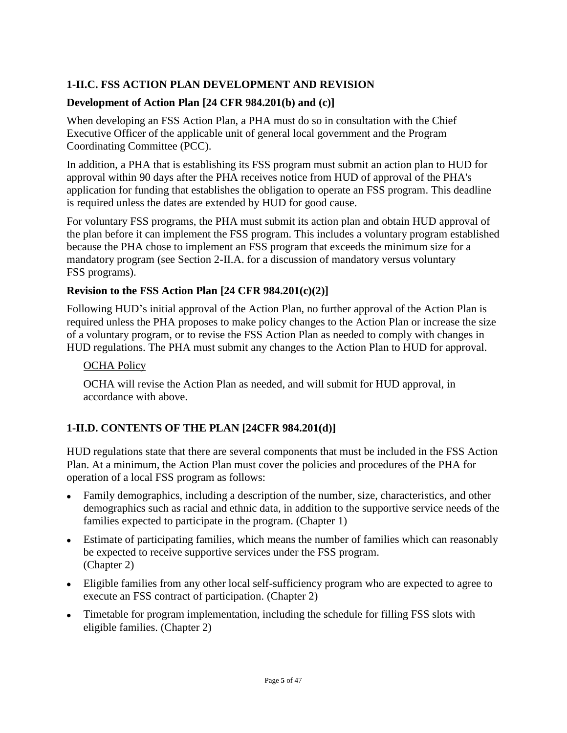## 1-II.C. FSS ACTION PLAN DEVELOPMENT AND REVISION

### Development of Action Plan [24 CFR 984.201(b) and (c)]

When developing an FSS Action Plan, a PHA must do so in consultation with the Chief Executive Officer of the applicable unit of general local government and the Program Coordinating Committee (PCC).

In addition, a PHA that is establishing its FSS program must submit an action plan to HUD for approval within 90 days after the PHA receives notice from HUD of approval of the PHA's application for funding that establishes the obligation to operate an FSS program. This deadline is required unless the dates are extended by HUD for good cause.

For voluntary FSS programs, the PHA must submit its action plan and obtain HUD approval of the plan before it can implement the FSS program. This includes a voluntary program established because the PHA chose to implement an FSS program that exceeds the minimum size for a mandatory program (see Section 2-II.A. for a discussion of mandatory versus voluntary FSS programs).

### Revision to the FSS Action Plan [24 CFR 984.201(c)(2)]

Following HUD's initial approval of the Action Plan, no further approval of the Action Plan is required unless the PHA proposes to make policy changes to the Action Plan or increase the size of a voluntary program, or to revise the FSS Action Plan as needed to comply with changes in HUD regulations. The PHA must submit any changes to the Action Plan to HUD for approval.

OCHA Policy

OCHA will revise the Action Plan as needed, and will submit for HUD approval, in accordance with above.

## 1-II.D. CONTENTS OF THE PLAN [24CFR 984.201(d)]

HUD regulations state that there are several components that must be included in the FSS Action Plan. At a minimum, the Action Plan must cover the policies and procedures of the PHA for operation of a local FSS program as follows:

- Family demographics, including a description of the number, size, characteristics, and other demographics such as racial and ethnic data, in addition to the supportive service needs of the families expected to participate in the program. (Chapter 1)
- Estimate of participating families, which means the number of families which can reasonably be expected to receive supportive services under the FSS program. (Chapter 2)
- Eligible families from any other local self-sufficiency program who are expected to agree to execute an FSS contract of participation. (Chapter 2)
- Timetable for program implementation, including the schedule for filling FSS slots with eligible families. (Chapter 2)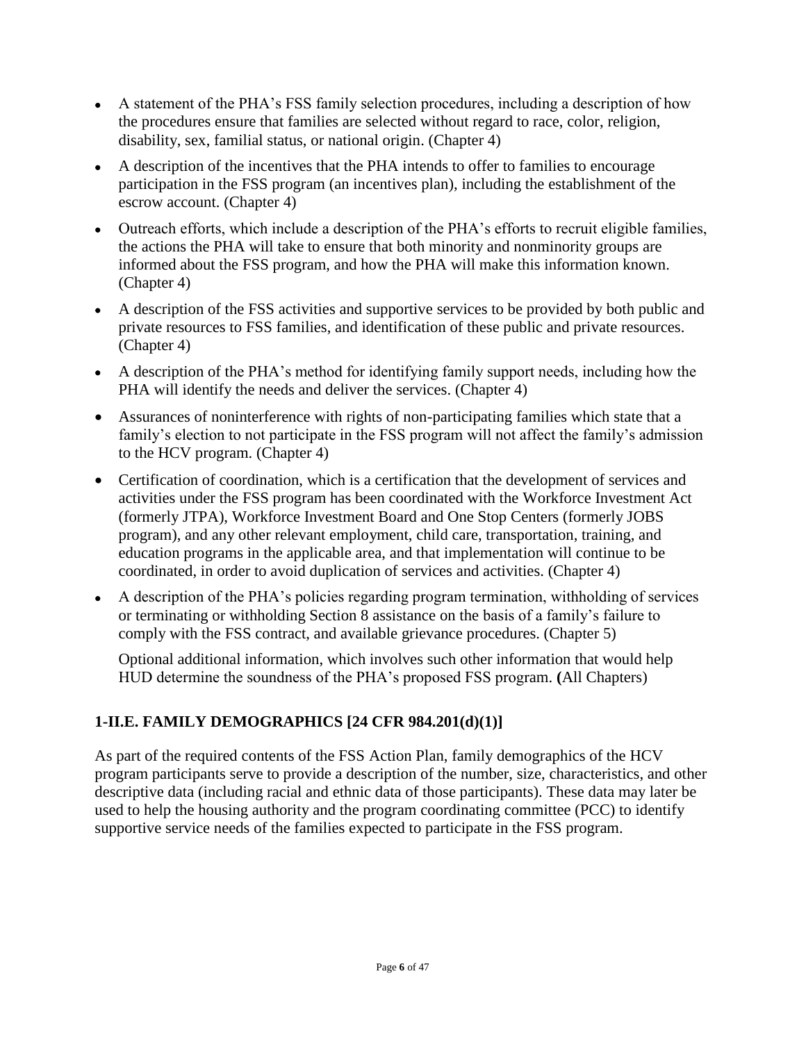- A statement of the PHA's FSS family selection procedures, including a description of how the procedures ensure that families are selected without regard to race, color, religion, disability, sex, familial status, or national origin. (Chapter 4)
- A description of the incentives that the PHA intends to offer to families to encourage participation in the FSS program (an incentives plan), including the establishment of the escrow account. (Chapter 4)
- Outreach efforts, which include a description of the PHA's efforts to recruit eligible families, the actions the PHA will take to ensure that both minority and nonminority groups are informed about the FSS program, and how the PHA will make this information known. (Chapter 4)
- A description of the FSS activities and supportive services to be provided by both public and private resources to FSS families, and identification of these public and private resources. (Chapter 4)
- A description of the PHA's method for identifying family support needs, including how the PHA will identify the needs and deliver the services. (Chapter 4)
- Assurances of noninterference with rights of non-participating families which state that a family's election to not participate in the FSS program will not affect the family's admission to the HCV program. (Chapter 4)
- Certification of coordination, which is a certification that the development of services and activities under the FSS program has been coordinated with the Workforce Investment Act (formerly JTPA), Workforce Investment Board and One Stop Centers (formerly JOBS program), and any other relevant employment, child care, transportation, training, and education programs in the applicable area, and that implementation will continue to be coordinated, in order to avoid duplication of services and activities. (Chapter 4)
- A description of the PHA's policies regarding program termination, withholding of services or terminating or withholding Section 8 assistance on the basis of a family's failure to comply with the FSS contract, and available grievance procedures. (Chapter 5)

  Optional additional information, which involves such other information that would help HUD determine the soundness of the PHA's proposed FSS program. **(**All Chapters)

### 1-II.E. FAMILY DEMOGRAPHICS [24 CFR 984.201(d)(1)]

As part of the required contents of the FSS Action Plan, family demographics of the HCV program participants serve to provide a description of the number, size, characteristics, and other descriptive data (including racial and ethnic data of those participants). These data may later be used to help the housing authority and the program coordinating committee (PCC) to identify supportive service needs of the families expected to participate in the FSS program.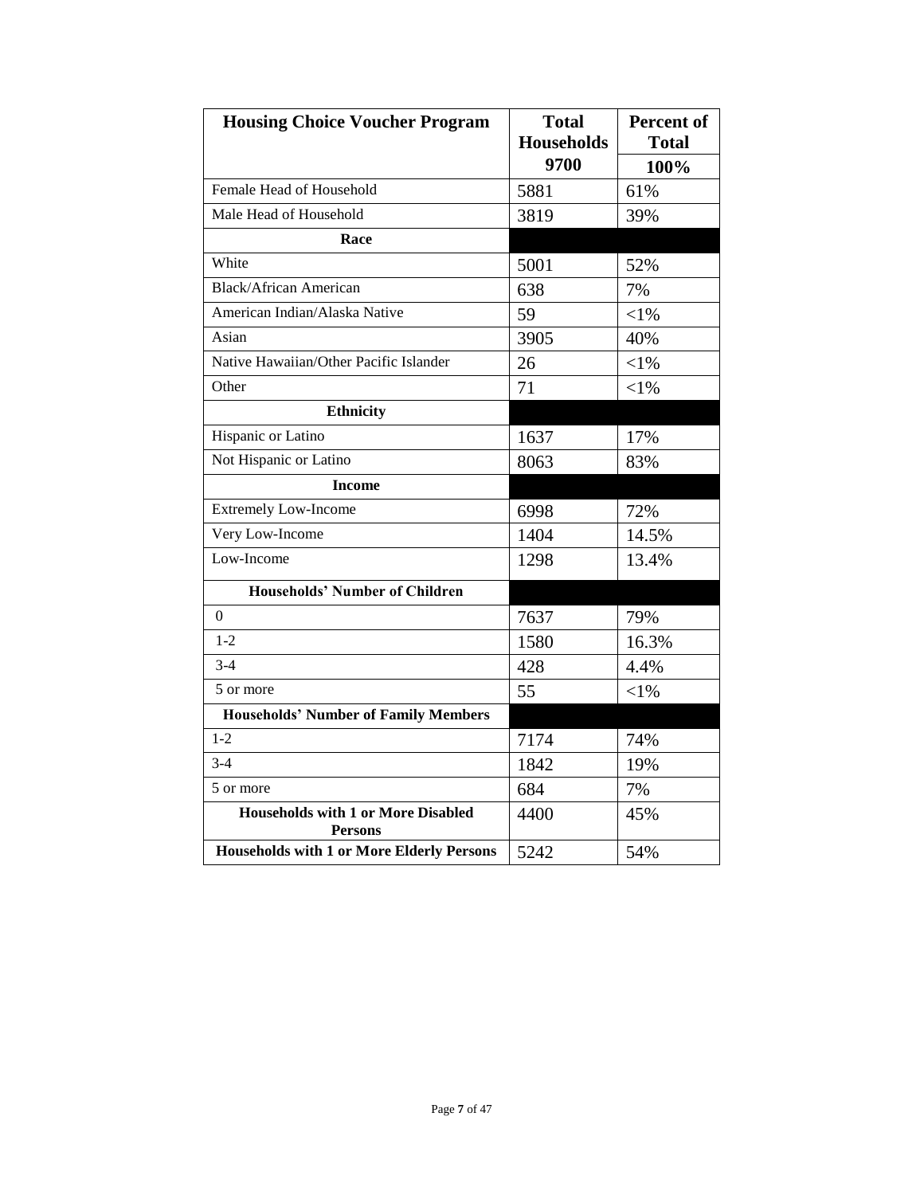| Housing Choice Voucher Program | Total Households | Percent of Total |
|---|---|---|
| | 9700 | 100% |
| Female Head of Household | 5881 | 61% |
| Male Head of Household | 3819 | 39% |
| **Race** | | |
| White | 5001 | 52% |
| Black/African American | 638 | 7% |
| American Indian/Alaska Native | 59 | <1% |
| Asian | 3905 | 40% |
| Native Hawaiian/Other Pacific Islander | 26 | <1% |
| Other | 71 | <1% |
| **Ethnicity** | | |
| Hispanic or Latino | 1637 | 17% |
| Not Hispanic or Latino | 8063 | 83% |
| **Income** | | |
| Extremely Low-Income | 6998 | 72% |
| Very Low-Income | 1404 | 14.5% |
| Low-Income | 1298 | 13.4% |
| **Households' Number of Children** | | |
| 0 | 7637 | 79% |
| 1-2 | 1580 | 16.3% |
| 3-4 | 428 | 4.4% |
| 5 or more | 55 | <1% |
| **Households' Number of Family Members** | | |
| 1-2 | 7174 | 74% |
| 3-4 | 1842 | 19% |
| 5 or more | 684 | 7% |
| **Households with 1 or More Disabled Persons** | 4400 | 45% |
| **Households with 1 or More Elderly Persons** | 5242 | 54% |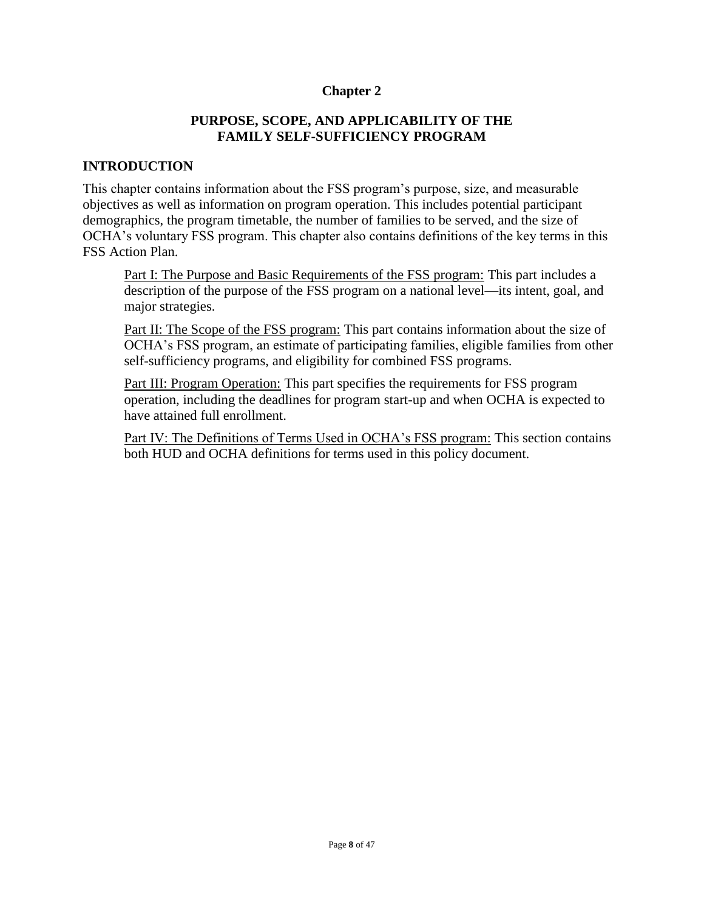# Chapter 2

## PURPOSE, SCOPE, AND APPLICABILITY OF THE FAMILY SELF-SUFFICIENCY PROGRAM

### INTRODUCTION

This chapter contains information about the FSS program's purpose, size, and measurable objectives as well as information on program operation. This includes potential participant demographics, the program timetable, the number of families to be served, and the size of OCHA's voluntary FSS program. This chapter also contains definitions of the key terms in this FSS Action Plan.

Part I: The Purpose and Basic Requirements of the FSS program: This part includes a description of the purpose of the FSS program on a national level—its intent, goal, and major strategies.

Part II: The Scope of the FSS program: This part contains information about the size of OCHA's FSS program, an estimate of participating families, eligible families from other self-sufficiency programs, and eligibility for combined FSS programs.

Part III: Program Operation: This part specifies the requirements for FSS program operation, including the deadlines for program start-up and when OCHA is expected to have attained full enrollment.

Part IV: The Definitions of Terms Used in OCHA's FSS program: This section contains both HUD and OCHA definitions for terms used in this policy document.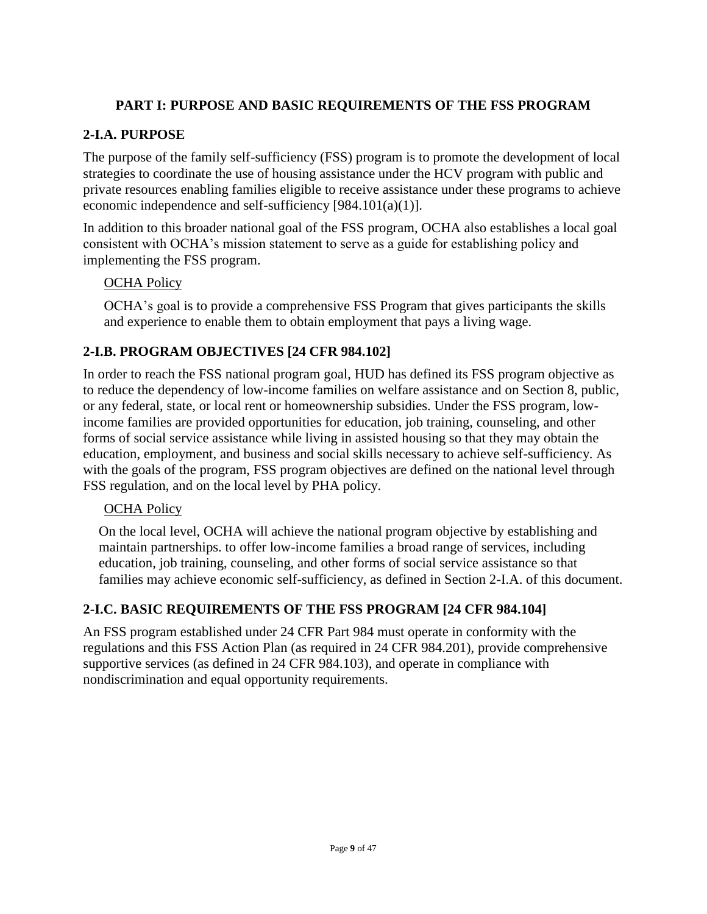## PART I: PURPOSE AND BASIC REQUIREMENTS OF THE FSS PROGRAM

### 2-I.A. PURPOSE

The purpose of the family self-sufficiency (FSS) program is to promote the development of local strategies to coordinate the use of housing assistance under the HCV program with public and private resources enabling families eligible to receive assistance under these programs to achieve economic independence and self-sufficiency [984.101(a)(1)].

In addition to this broader national goal of the FSS program, OCHA also establishes a local goal consistent with OCHA's mission statement to serve as a guide for establishing policy and implementing the FSS program.

OCHA Policy

OCHA's goal is to provide a comprehensive FSS Program that gives participants the skills and experience to enable them to obtain employment that pays a living wage.

### 2-I.B. PROGRAM OBJECTIVES [24 CFR 984.102]

In order to reach the FSS national program goal, HUD has defined its FSS program objective as to reduce the dependency of low-income families on welfare assistance and on Section 8, public, or any federal, state, or local rent or homeownership subsidies. Under the FSS program, low-income families are provided opportunities for education, job training, counseling, and other forms of social service assistance while living in assisted housing so that they may obtain the education, employment, and business and social skills necessary to achieve self-sufficiency. As with the goals of the program, FSS program objectives are defined on the national level through FSS regulation, and on the local level by PHA policy.

OCHA Policy

On the local level, OCHA will achieve the national program objective by establishing and maintain partnerships. to offer low-income families a broad range of services, including education, job training, counseling, and other forms of social service assistance so that families may achieve economic self-sufficiency, as defined in Section 2-I.A. of this document.

### 2-I.C. BASIC REQUIREMENTS OF THE FSS PROGRAM [24 CFR 984.104]

An FSS program established under 24 CFR Part 984 must operate in conformity with the regulations and this FSS Action Plan (as required in 24 CFR 984.201), provide comprehensive supportive services (as defined in 24 CFR 984.103), and operate in compliance with nondiscrimination and equal opportunity requirements.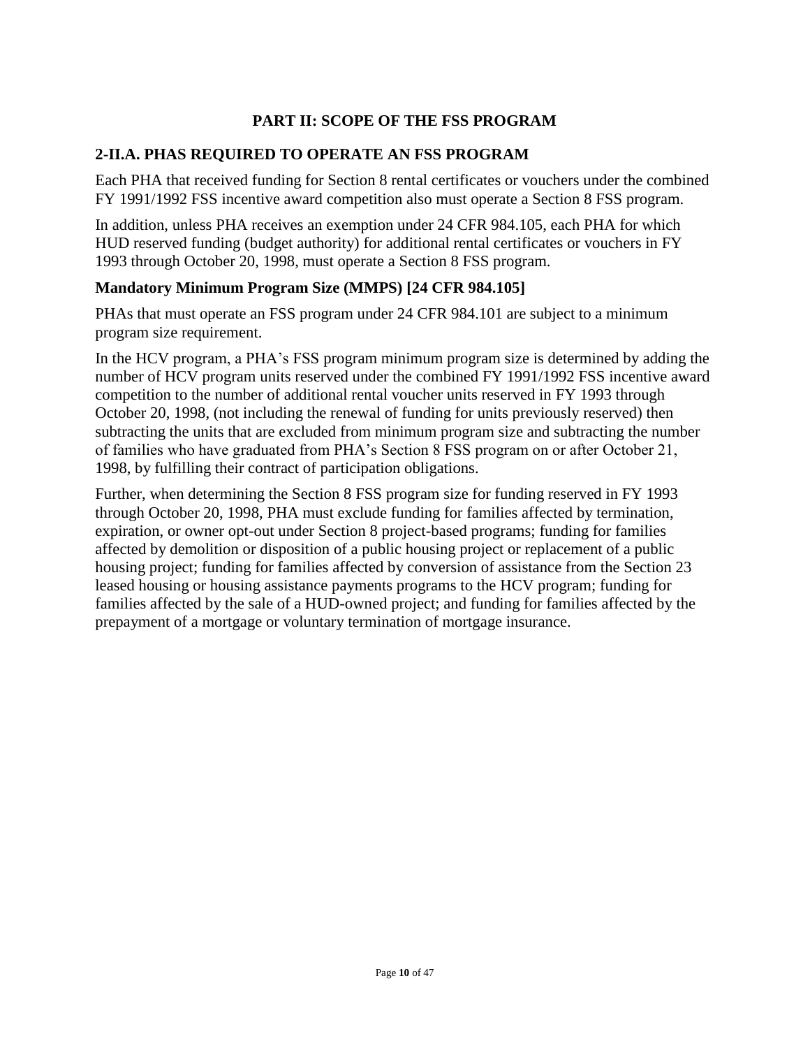# PART II: SCOPE OF THE FSS PROGRAM

## 2-II.A. PHAS REQUIRED TO OPERATE AN FSS PROGRAM

Each PHA that received funding for Section 8 rental certificates or vouchers under the combined FY 1991/1992 FSS incentive award competition also must operate a Section 8 FSS program.

In addition, unless PHA receives an exemption under 24 CFR 984.105, each PHA for which HUD reserved funding (budget authority) for additional rental certificates or vouchers in FY 1993 through October 20, 1998, must operate a Section 8 FSS program.

### Mandatory Minimum Program Size (MMPS) [24 CFR 984.105]

PHAs that must operate an FSS program under 24 CFR 984.101 are subject to a minimum program size requirement.

In the HCV program, a PHA's FSS program minimum program size is determined by adding the number of HCV program units reserved under the combined FY 1991/1992 FSS incentive award competition to the number of additional rental voucher units reserved in FY 1993 through October 20, 1998, (not including the renewal of funding for units previously reserved) then subtracting the units that are excluded from minimum program size and subtracting the number of families who have graduated from PHA's Section 8 FSS program on or after October 21, 1998, by fulfilling their contract of participation obligations.

Further, when determining the Section 8 FSS program size for funding reserved in FY 1993 through October 20, 1998, PHA must exclude funding for families affected by termination, expiration, or owner opt-out under Section 8 project-based programs; funding for families affected by demolition or disposition of a public housing project or replacement of a public housing project; funding for families affected by conversion of assistance from the Section 23 leased housing or housing assistance payments programs to the HCV program; funding for families affected by the sale of a HUD-owned project; and funding for families affected by the prepayment of a mortgage or voluntary termination of mortgage insurance.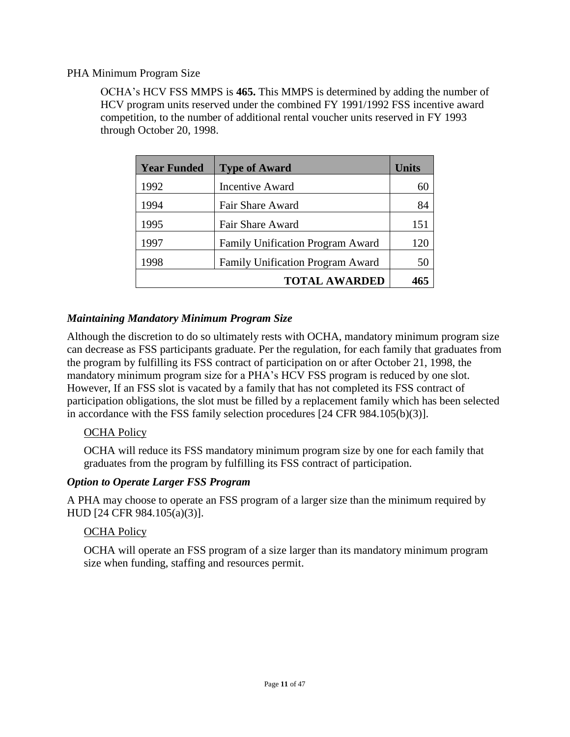PHA Minimum Program Size

OCHA's HCV FSS MMPS is **465.** This MMPS is determined by adding the number of HCV program units reserved under the combined FY 1991/1992 FSS incentive award competition, to the number of additional rental voucher units reserved in FY 1993 through October 20, 1998.

| Year Funded | Type of Award | Units |
|---|---|---|
| 1992 | Incentive Award | 60 |
| 1994 | Fair Share Award | 84 |
| 1995 | Fair Share Award | 151 |
| 1997 | Family Unification Program Award | 120 |
| 1998 | Family Unification Program Award | 50 |
| | **TOTAL AWARDED** | **465** |

### *Maintaining Mandatory Minimum Program Size*

Although the discretion to do so ultimately rests with OCHA, mandatory minimum program size can decrease as FSS participants graduate. Per the regulation, for each family that graduates from the program by fulfilling its FSS contract of participation on or after October 21, 1998, the mandatory minimum program size for a PHA's HCV FSS program is reduced by one slot. However, If an FSS slot is vacated by a family that has not completed its FSS contract of participation obligations, the slot must be filled by a replacement family which has been selected in accordance with the FSS family selection procedures [24 CFR 984.105(b)(3)].

<u>OCHA Policy</u>

OCHA will reduce its FSS mandatory minimum program size by one for each family that graduates from the program by fulfilling its FSS contract of participation.

### *Option to Operate Larger FSS Program*

A PHA may choose to operate an FSS program of a larger size than the minimum required by HUD [24 CFR 984.105(a)(3)].

<u>OCHA Policy</u>

OCHA will operate an FSS program of a size larger than its mandatory minimum program size when funding, staffing and resources permit.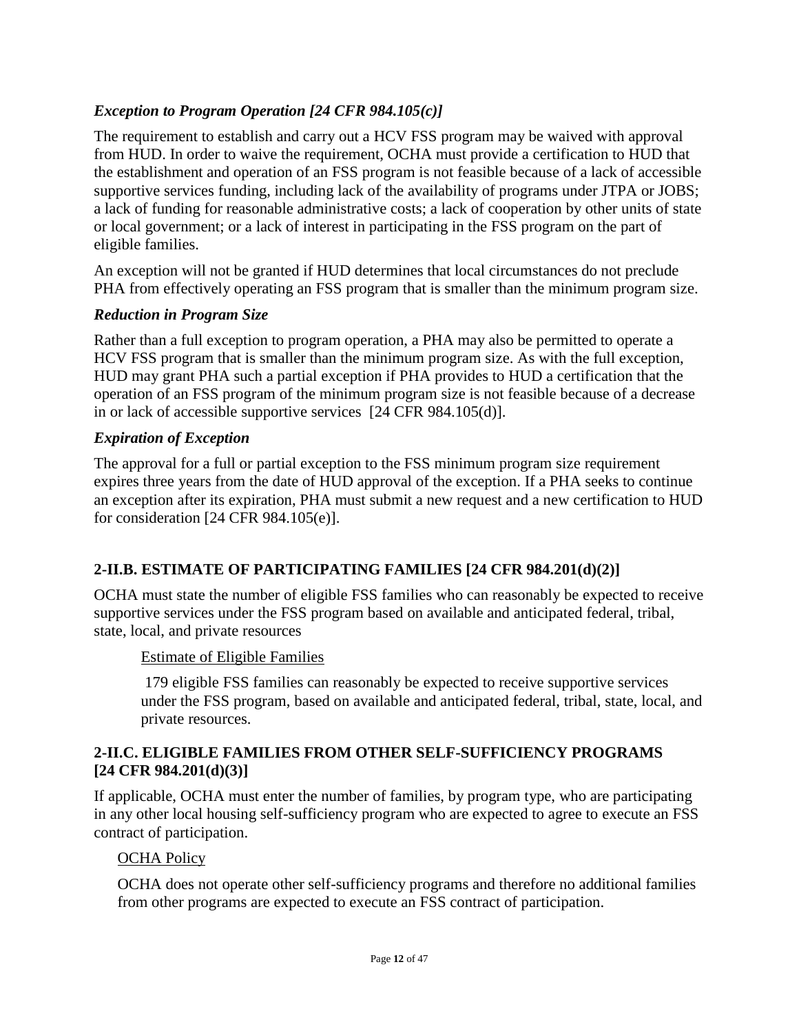### *Exception to Program Operation [24 CFR 984.105(c)]*

The requirement to establish and carry out a HCV FSS program may be waived with approval from HUD. In order to waive the requirement, OCHA must provide a certification to HUD that the establishment and operation of an FSS program is not feasible because of a lack of accessible supportive services funding, including lack of the availability of programs under JTPA or JOBS; a lack of funding for reasonable administrative costs; a lack of cooperation by other units of state or local government; or a lack of interest in participating in the FSS program on the part of eligible families.

An exception will not be granted if HUD determines that local circumstances do not preclude PHA from effectively operating an FSS program that is smaller than the minimum program size.

### *Reduction in Program Size*

Rather than a full exception to program operation, a PHA may also be permitted to operate a HCV FSS program that is smaller than the minimum program size. As with the full exception, HUD may grant PHA such a partial exception if PHA provides to HUD a certification that the operation of an FSS program of the minimum program size is not feasible because of a decrease in or lack of accessible supportive services [24 CFR 984.105(d)].

### *Expiration of Exception*

The approval for a full or partial exception to the FSS minimum program size requirement expires three years from the date of HUD approval of the exception. If a PHA seeks to continue an exception after its expiration, PHA must submit a new request and a new certification to HUD for consideration [24 CFR 984.105(e)].

## 2-II.B. ESTIMATE OF PARTICIPATING FAMILIES [24 CFR 984.201(d)(2)]

OCHA must state the number of eligible FSS families who can reasonably be expected to receive supportive services under the FSS program based on available and anticipated federal, tribal, state, local, and private resources

Estimate of Eligible Families

179 eligible FSS families can reasonably be expected to receive supportive services under the FSS program, based on available and anticipated federal, tribal, state, local, and private resources.

## 2-II.C. ELIGIBLE FAMILIES FROM OTHER SELF-SUFFICIENCY PROGRAMS [24 CFR 984.201(d)(3)]

If applicable, OCHA must enter the number of families, by program type, who are participating in any other local housing self-sufficiency program who are expected to agree to execute an FSS contract of participation.

OCHA Policy

OCHA does not operate other self-sufficiency programs and therefore no additional families from other programs are expected to execute an FSS contract of participation.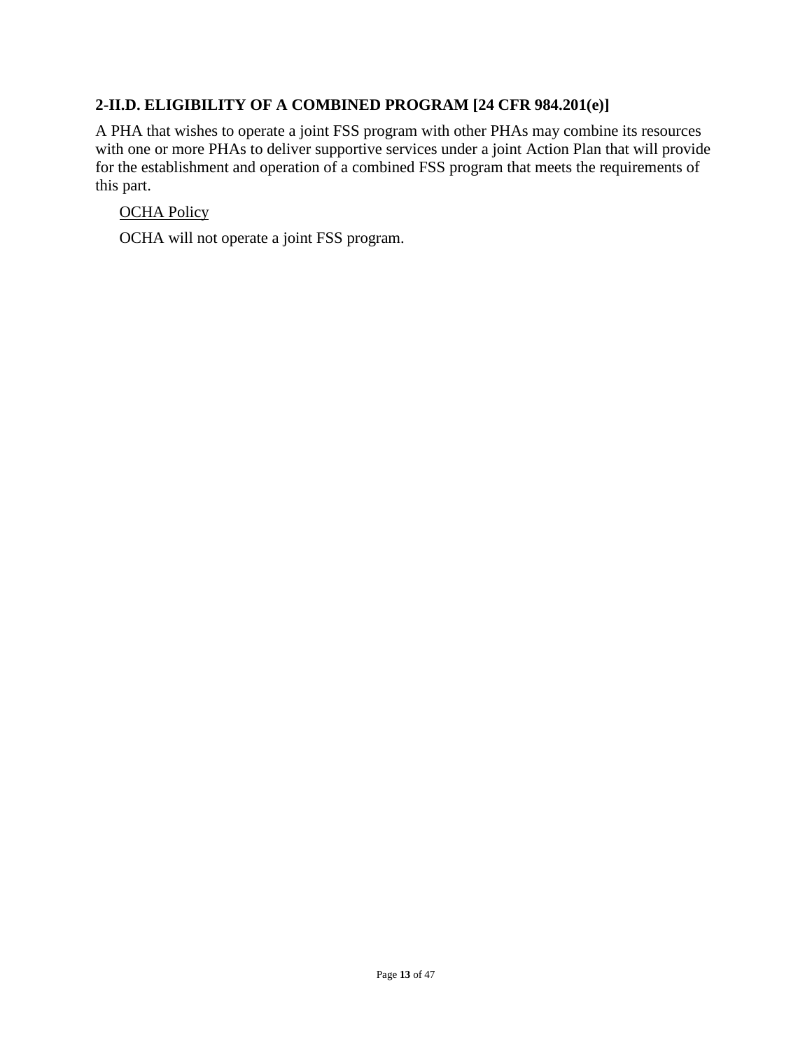### 2-II.D. ELIGIBILITY OF A COMBINED PROGRAM [24 CFR 984.201(e)]

A PHA that wishes to operate a joint FSS program with other PHAs may combine its resources with one or more PHAs to deliver supportive services under a joint Action Plan that will provide for the establishment and operation of a combined FSS program that meets the requirements of this part.

> <u>OCHA Policy</u>
>
> OCHA will not operate a joint FSS program.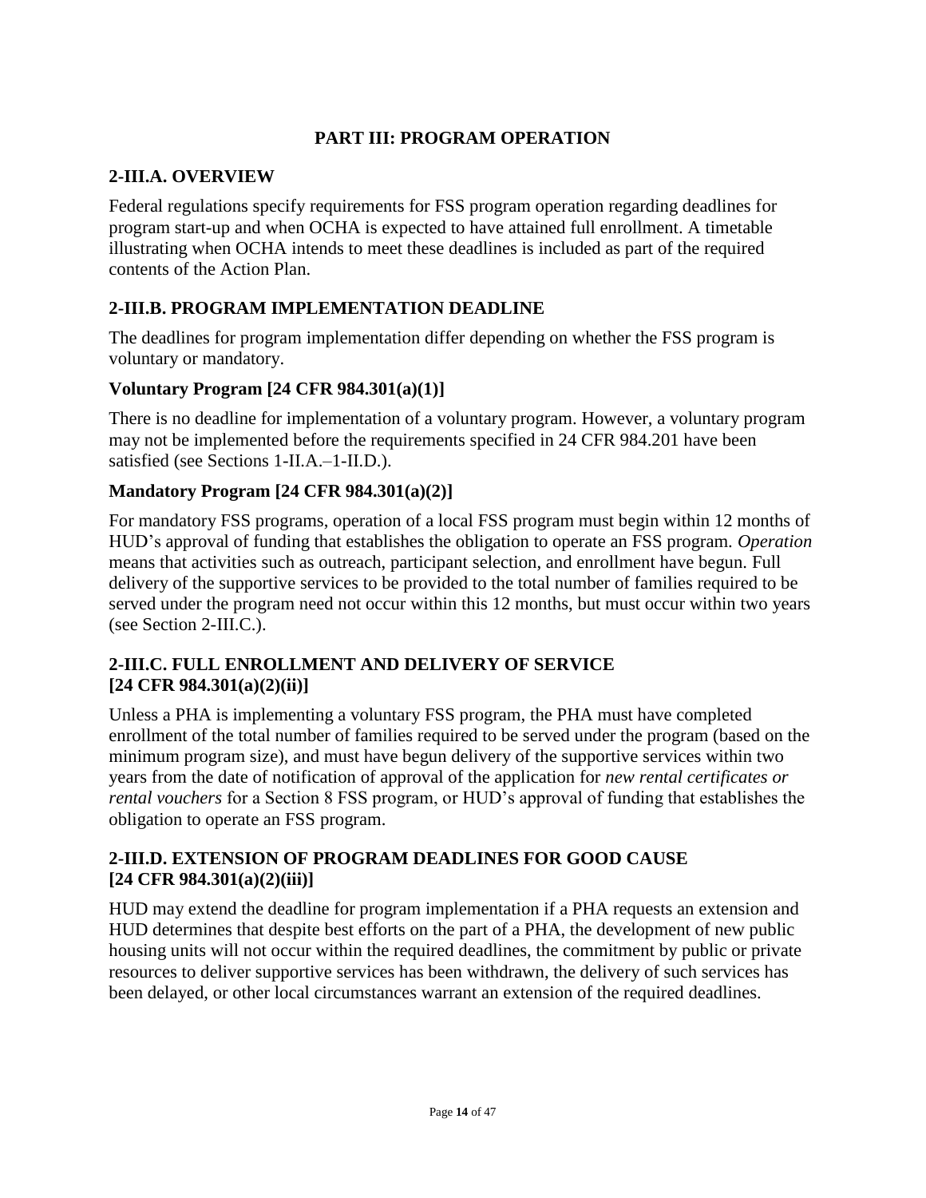## PART III: PROGRAM OPERATION

### 2-III.A. OVERVIEW

Federal regulations specify requirements for FSS program operation regarding deadlines for program start-up and when OCHA is expected to have attained full enrollment. A timetable illustrating when OCHA intends to meet these deadlines is included as part of the required contents of the Action Plan.

### 2-III.B. PROGRAM IMPLEMENTATION DEADLINE

The deadlines for program implementation differ depending on whether the FSS program is voluntary or mandatory.

#### Voluntary Program [24 CFR 984.301(a)(1)]

There is no deadline for implementation of a voluntary program. However, a voluntary program may not be implemented before the requirements specified in 24 CFR 984.201 have been satisfied (see Sections 1-II.A.–1-II.D.).

#### Mandatory Program [24 CFR 984.301(a)(2)]

For mandatory FSS programs, operation of a local FSS program must begin within 12 months of HUD's approval of funding that establishes the obligation to operate an FSS program. *Operation* means that activities such as outreach, participant selection, and enrollment have begun. Full delivery of the supportive services to be provided to the total number of families required to be served under the program need not occur within this 12 months, but must occur within two years (see Section 2-III.C.).

### 2-III.C. FULL ENROLLMENT AND DELIVERY OF SERVICE [24 CFR 984.301(a)(2)(ii)]

Unless a PHA is implementing a voluntary FSS program, the PHA must have completed enrollment of the total number of families required to be served under the program (based on the minimum program size), and must have begun delivery of the supportive services within two years from the date of notification of approval of the application for *new rental certificates or rental vouchers* for a Section 8 FSS program, or HUD's approval of funding that establishes the obligation to operate an FSS program.

### 2-III.D. EXTENSION OF PROGRAM DEADLINES FOR GOOD CAUSE [24 CFR 984.301(a)(2)(iii)]

HUD may extend the deadline for program implementation if a PHA requests an extension and HUD determines that despite best efforts on the part of a PHA, the development of new public housing units will not occur within the required deadlines, the commitment by public or private resources to deliver supportive services has been withdrawn, the delivery of such services has been delayed, or other local circumstances warrant an extension of the required deadlines.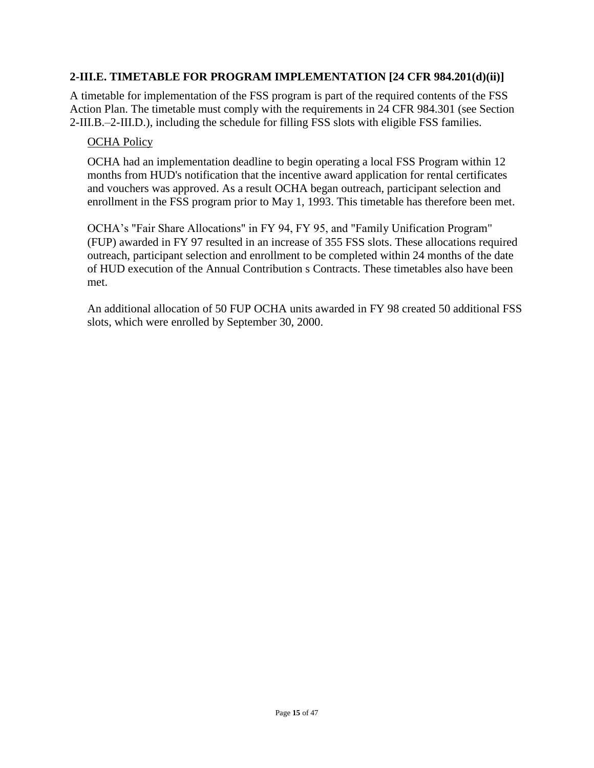### 2-III.E. TIMETABLE FOR PROGRAM IMPLEMENTATION [24 CFR 984.201(d)(ii)]

A timetable for implementation of the FSS program is part of the required contents of the FSS Action Plan. The timetable must comply with the requirements in 24 CFR 984.301 (see Section 2-III.B.–2-III.D.), including the schedule for filling FSS slots with eligible FSS families.

<u>OCHA Policy</u>

OCHA had an implementation deadline to begin operating a local FSS Program within 12 months from HUD's notification that the incentive award application for rental certificates and vouchers was approved. As a result OCHA began outreach, participant selection and enrollment in the FSS program prior to May 1, 1993. This timetable has therefore been met.

OCHA's "Fair Share Allocations" in FY 94, FY 95, and "Family Unification Program" (FUP) awarded in FY 97 resulted in an increase of 355 FSS slots. These allocations required outreach, participant selection and enrollment to be completed within 24 months of the date of HUD execution of the Annual Contribution s Contracts. These timetables also have been met.

An additional allocation of 50 FUP OCHA units awarded in FY 98 created 50 additional FSS slots, which were enrolled by September 30, 2000.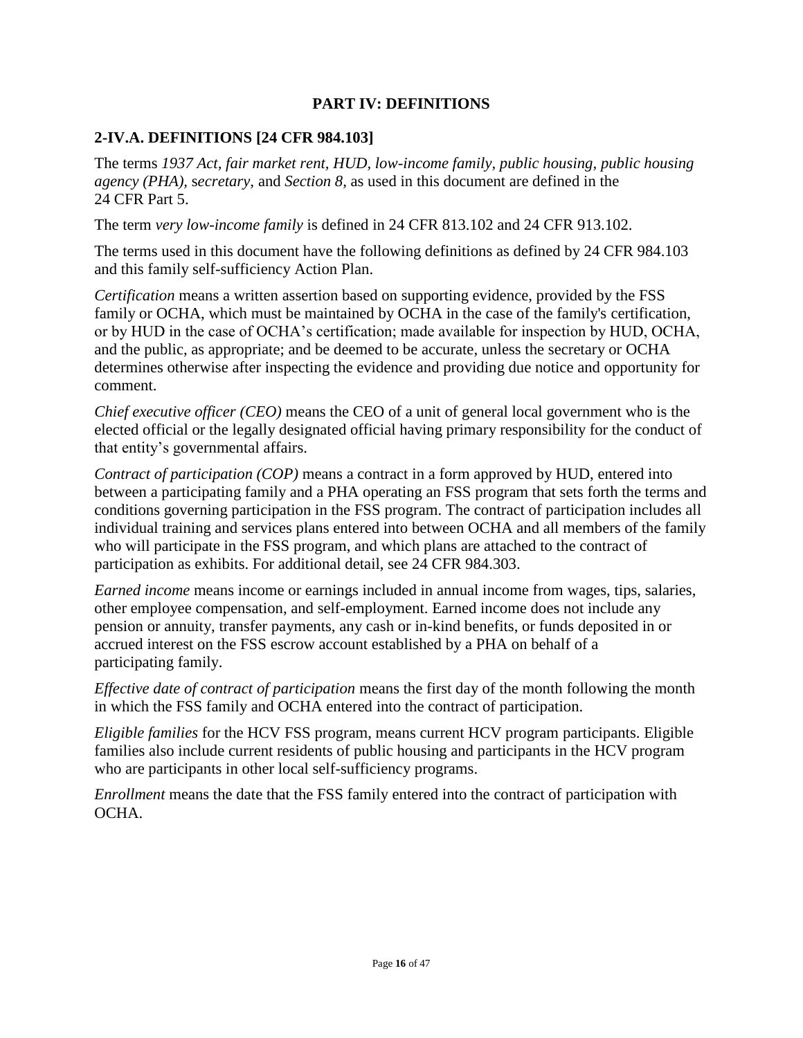## PART IV: DEFINITIONS

### 2-IV.A. DEFINITIONS [24 CFR 984.103]

The terms *1937 Act, fair market rent, HUD, low-income family, public housing, public housing agency (PHA), secretary,* and *Section 8,* as used in this document are defined in the 24 CFR Part 5.

The term *very low-income family* is defined in 24 CFR 813.102 and 24 CFR 913.102.

The terms used in this document have the following definitions as defined by 24 CFR 984.103 and this family self-sufficiency Action Plan.

*Certification* means a written assertion based on supporting evidence, provided by the FSS family or OCHA, which must be maintained by OCHA in the case of the family's certification, or by HUD in the case of OCHA's certification; made available for inspection by HUD, OCHA, and the public, as appropriate; and be deemed to be accurate, unless the secretary or OCHA determines otherwise after inspecting the evidence and providing due notice and opportunity for comment.

*Chief executive officer (CEO)* means the CEO of a unit of general local government who is the elected official or the legally designated official having primary responsibility for the conduct of that entity's governmental affairs.

*Contract of participation (COP)* means a contract in a form approved by HUD, entered into between a participating family and a PHA operating an FSS program that sets forth the terms and conditions governing participation in the FSS program. The contract of participation includes all individual training and services plans entered into between OCHA and all members of the family who will participate in the FSS program, and which plans are attached to the contract of participation as exhibits. For additional detail, see 24 CFR 984.303.

*Earned income* means income or earnings included in annual income from wages, tips, salaries, other employee compensation, and self-employment. Earned income does not include any pension or annuity, transfer payments, any cash or in-kind benefits, or funds deposited in or accrued interest on the FSS escrow account established by a PHA on behalf of a participating family.

*Effective date of contract of participation* means the first day of the month following the month in which the FSS family and OCHA entered into the contract of participation.

*Eligible families* for the HCV FSS program, means current HCV program participants. Eligible families also include current residents of public housing and participants in the HCV program who are participants in other local self-sufficiency programs.

*Enrollment* means the date that the FSS family entered into the contract of participation with OCHA.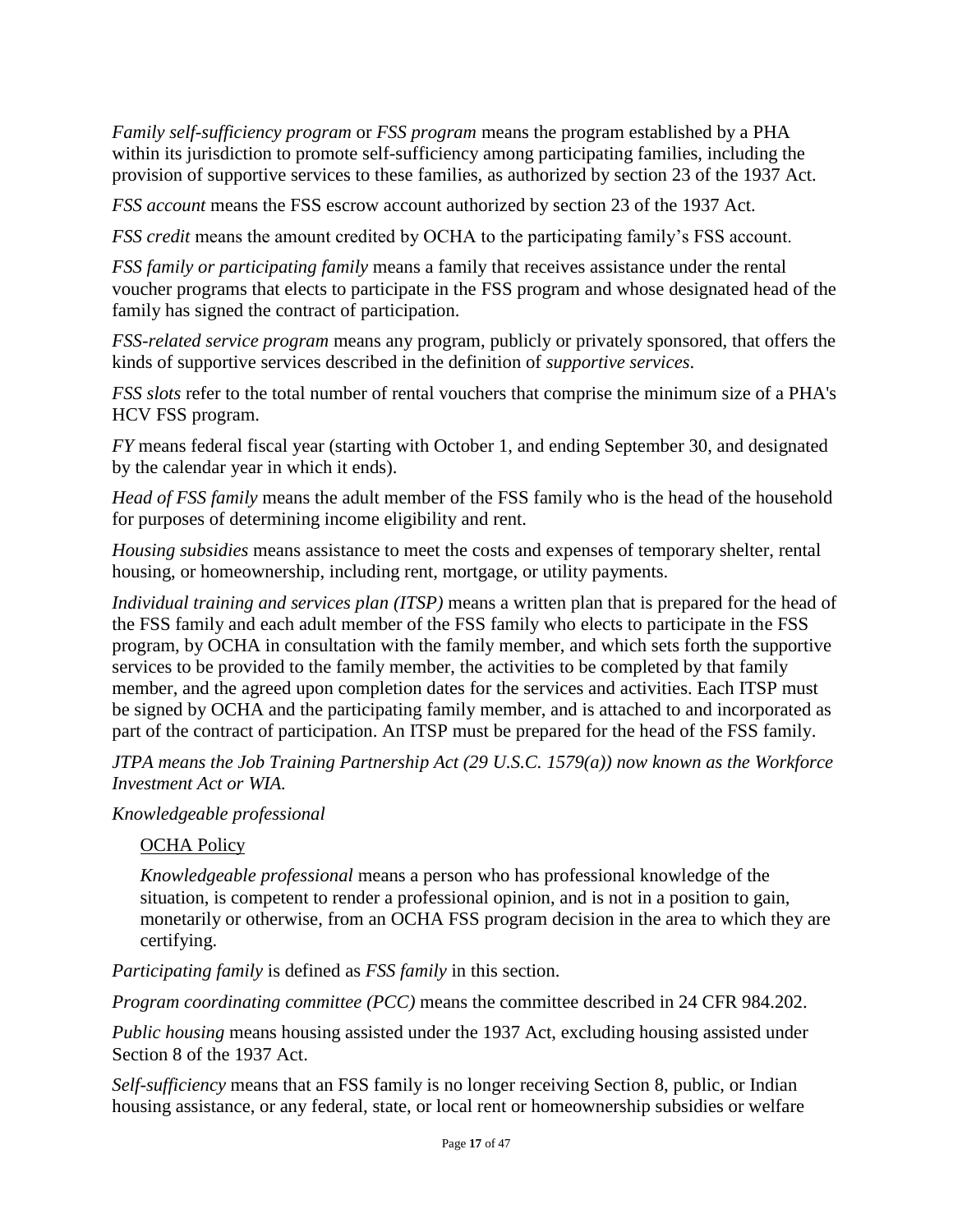*Family self-sufficiency program* or *FSS program* means the program established by a PHA within its jurisdiction to promote self-sufficiency among participating families, including the provision of supportive services to these families, as authorized by section 23 of the 1937 Act.

*FSS account* means the FSS escrow account authorized by section 23 of the 1937 Act.

*FSS credit* means the amount credited by OCHA to the participating family's FSS account.

*FSS family or participating family* means a family that receives assistance under the rental voucher programs that elects to participate in the FSS program and whose designated head of the family has signed the contract of participation.

*FSS-related service program* means any program, publicly or privately sponsored, that offers the kinds of supportive services described in the definition of *supportive services*.

*FSS slots* refer to the total number of rental vouchers that comprise the minimum size of a PHA's HCV FSS program.

*FY* means federal fiscal year (starting with October 1, and ending September 30, and designated by the calendar year in which it ends).

*Head of FSS family* means the adult member of the FSS family who is the head of the household for purposes of determining income eligibility and rent.

*Housing subsidies* means assistance to meet the costs and expenses of temporary shelter, rental housing, or homeownership, including rent, mortgage, or utility payments.

*Individual training and services plan (ITSP)* means a written plan that is prepared for the head of the FSS family and each adult member of the FSS family who elects to participate in the FSS program, by OCHA in consultation with the family member, and which sets forth the supportive services to be provided to the family member, the activities to be completed by that family member, and the agreed upon completion dates for the services and activities. Each ITSP must be signed by OCHA and the participating family member, and is attached to and incorporated as part of the contract of participation. An ITSP must be prepared for the head of the FSS family.

*JTPA means the Job Training Partnership Act (29 U.S.C. 1579(a)) now known as the Workforce Investment Act or WIA.*

*Knowledgeable professional*

> OCHA Policy
>
> *Knowledgeable professional* means a person who has professional knowledge of the situation, is competent to render a professional opinion, and is not in a position to gain, monetarily or otherwise, from an OCHA FSS program decision in the area to which they are certifying.

*Participating family* is defined as *FSS family* in this section.

*Program coordinating committee (PCC)* means the committee described in 24 CFR 984.202.

*Public housing* means housing assisted under the 1937 Act, excluding housing assisted under Section 8 of the 1937 Act.

*Self-sufficiency* means that an FSS family is no longer receiving Section 8, public, or Indian housing assistance, or any federal, state, or local rent or homeownership subsidies or welfare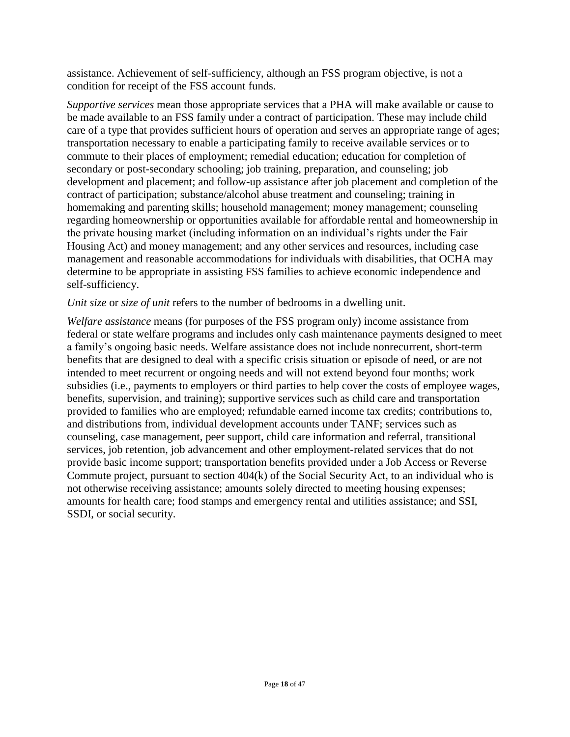assistance. Achievement of self-sufficiency, although an FSS program objective, is not a condition for receipt of the FSS account funds.

*Supportive services* mean those appropriate services that a PHA will make available or cause to be made available to an FSS family under a contract of participation. These may include child care of a type that provides sufficient hours of operation and serves an appropriate range of ages; transportation necessary to enable a participating family to receive available services or to commute to their places of employment; remedial education; education for completion of secondary or post-secondary schooling; job training, preparation, and counseling; job development and placement; and follow-up assistance after job placement and completion of the contract of participation; substance/alcohol abuse treatment and counseling; training in homemaking and parenting skills; household management; money management; counseling regarding homeownership or opportunities available for affordable rental and homeownership in the private housing market (including information on an individual's rights under the Fair Housing Act) and money management; and any other services and resources, including case management and reasonable accommodations for individuals with disabilities, that OCHA may determine to be appropriate in assisting FSS families to achieve economic independence and self-sufficiency.

*Unit size* or *size of unit* refers to the number of bedrooms in a dwelling unit.

*Welfare assistance* means (for purposes of the FSS program only) income assistance from federal or state welfare programs and includes only cash maintenance payments designed to meet a family's ongoing basic needs. Welfare assistance does not include nonrecurrent, short-term benefits that are designed to deal with a specific crisis situation or episode of need, or are not intended to meet recurrent or ongoing needs and will not extend beyond four months; work subsidies (i.e., payments to employers or third parties to help cover the costs of employee wages, benefits, supervision, and training); supportive services such as child care and transportation provided to families who are employed; refundable earned income tax credits; contributions to, and distributions from, individual development accounts under TANF; services such as counseling, case management, peer support, child care information and referral, transitional services, job retention, job advancement and other employment-related services that do not provide basic income support; transportation benefits provided under a Job Access or Reverse Commute project, pursuant to section 404(k) of the Social Security Act, to an individual who is not otherwise receiving assistance; amounts solely directed to meeting housing expenses; amounts for health care; food stamps and emergency rental and utilities assistance; and SSI, SSDI, or social security.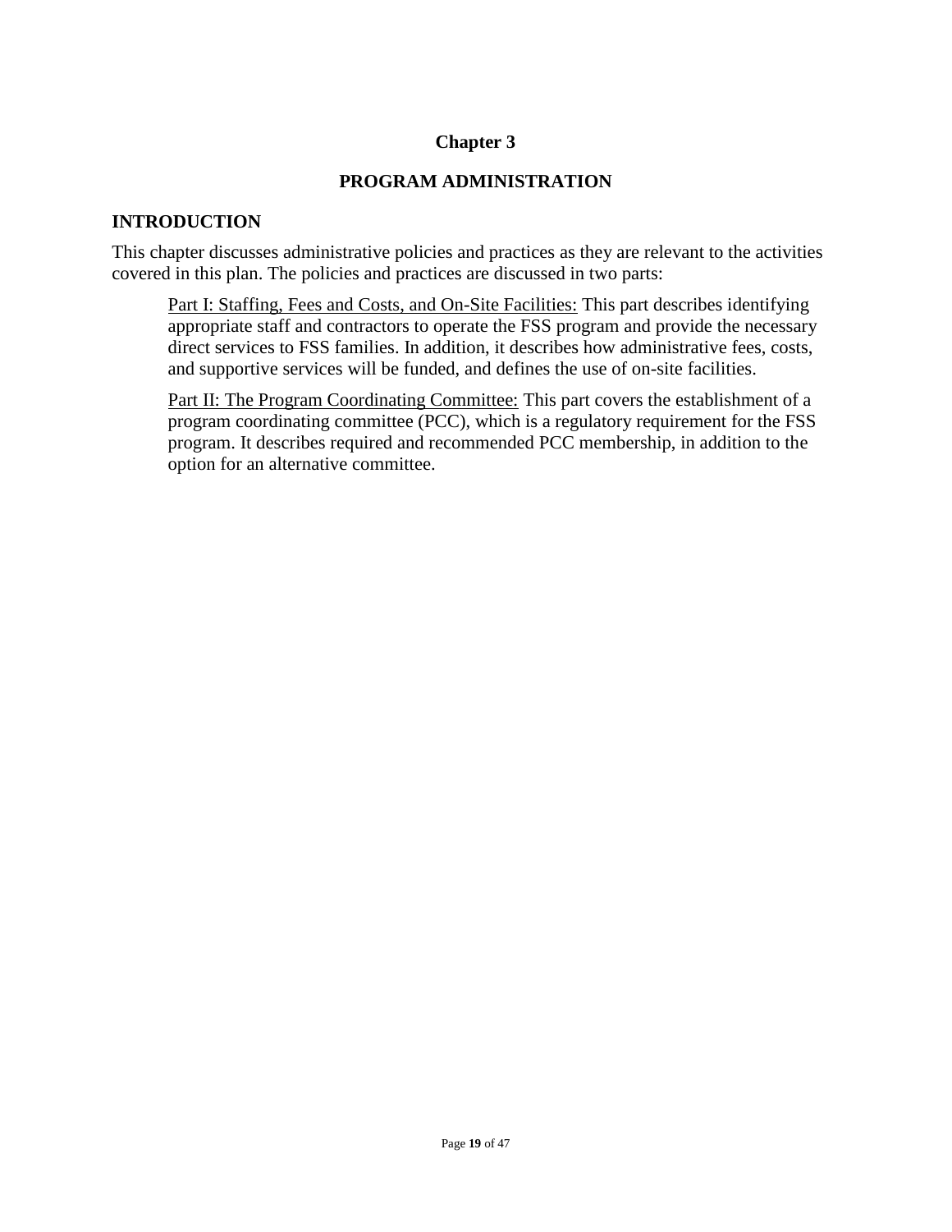# Chapter 3

# PROGRAM ADMINISTRATION

## INTRODUCTION

This chapter discusses administrative policies and practices as they are relevant to the activities covered in this plan. The policies and practices are discussed in two parts:

> <u>Part I: Staffing, Fees and Costs, and On-Site Facilities:</u> This part describes identifying appropriate staff and contractors to operate the FSS program and provide the necessary direct services to FSS families. In addition, it describes how administrative fees, costs, and supportive services will be funded, and defines the use of on-site facilities.
>
> <u>Part II: The Program Coordinating Committee:</u> This part covers the establishment of a program coordinating committee (PCC), which is a regulatory requirement for the FSS program. It describes required and recommended PCC membership, in addition to the option for an alternative committee.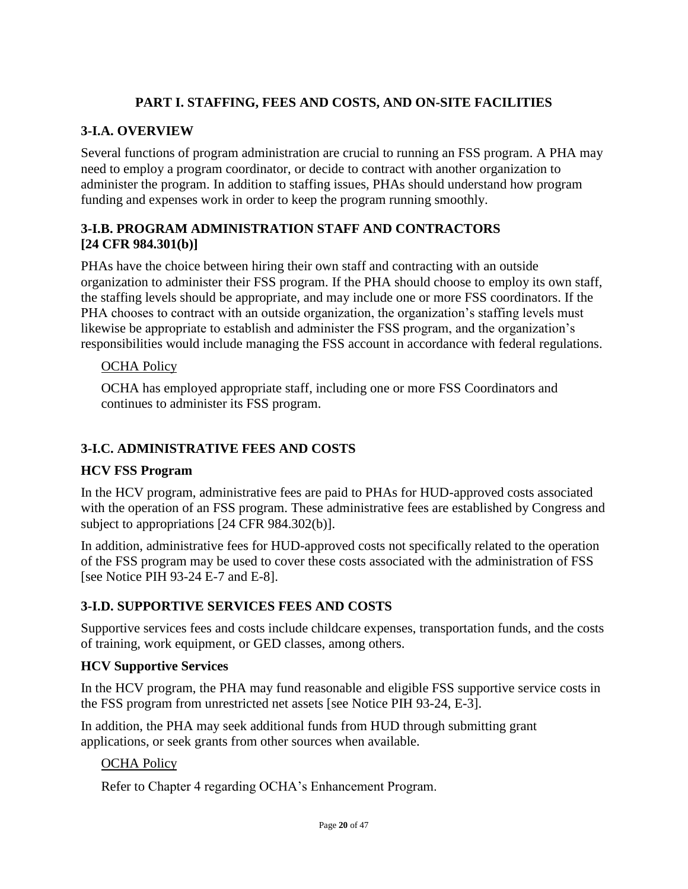## PART I. STAFFING, FEES AND COSTS, AND ON-SITE FACILITIES

### 3-I.A. OVERVIEW

Several functions of program administration are crucial to running an FSS program. A PHA may need to employ a program coordinator, or decide to contract with another organization to administer the program. In addition to staffing issues, PHAs should understand how program funding and expenses work in order to keep the program running smoothly.

### 3-I.B. PROGRAM ADMINISTRATION STAFF AND CONTRACTORS [24 CFR 984.301(b)]

PHAs have the choice between hiring their own staff and contracting with an outside organization to administer their FSS program. If the PHA should choose to employ its own staff, the staffing levels should be appropriate, and may include one or more FSS coordinators. If the PHA chooses to contract with an outside organization, the organization's staffing levels must likewise be appropriate to establish and administer the FSS program, and the organization's responsibilities would include managing the FSS account in accordance with federal regulations.

<u>OCHA Policy</u>

OCHA has employed appropriate staff, including one or more FSS Coordinators and continues to administer its FSS program.

### 3-I.C. ADMINISTRATIVE FEES AND COSTS

#### HCV FSS Program

In the HCV program, administrative fees are paid to PHAs for HUD-approved costs associated with the operation of an FSS program. These administrative fees are established by Congress and subject to appropriations [24 CFR 984.302(b)].

In addition, administrative fees for HUD-approved costs not specifically related to the operation of the FSS program may be used to cover these costs associated with the administration of FSS [see Notice PIH 93-24 E-7 and E-8].

### 3-I.D. SUPPORTIVE SERVICES FEES AND COSTS

Supportive services fees and costs include childcare expenses, transportation funds, and the costs of training, work equipment, or GED classes, among others.

#### HCV Supportive Services

In the HCV program, the PHA may fund reasonable and eligible FSS supportive service costs in the FSS program from unrestricted net assets [see Notice PIH 93-24, E-3].

In addition, the PHA may seek additional funds from HUD through submitting grant applications, or seek grants from other sources when available.

<u>OCHA Policy</u>

Refer to Chapter 4 regarding OCHA's Enhancement Program.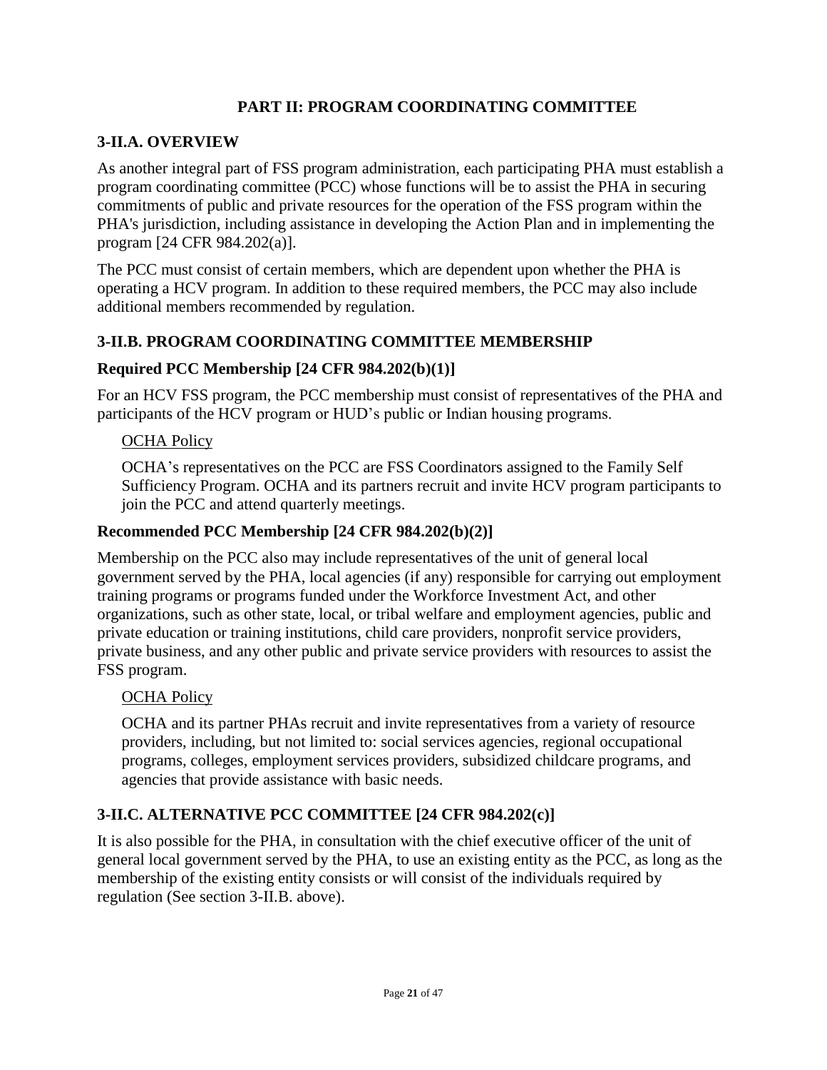## PART II: PROGRAM COORDINATING COMMITTEE

### 3-II.A. OVERVIEW

As another integral part of FSS program administration, each participating PHA must establish a program coordinating committee (PCC) whose functions will be to assist the PHA in securing commitments of public and private resources for the operation of the FSS program within the PHA's jurisdiction, including assistance in developing the Action Plan and in implementing the program [24 CFR 984.202(a)].

The PCC must consist of certain members, which are dependent upon whether the PHA is operating a HCV program. In addition to these required members, the PCC may also include additional members recommended by regulation.

### 3-II.B. PROGRAM COORDINATING COMMITTEE MEMBERSHIP

#### Required PCC Membership [24 CFR 984.202(b)(1)]

For an HCV FSS program, the PCC membership must consist of representatives of the PHA and participants of the HCV program or HUD's public or Indian housing programs.

<u>OCHA Policy</u>

OCHA's representatives on the PCC are FSS Coordinators assigned to the Family Self Sufficiency Program. OCHA and its partners recruit and invite HCV program participants to join the PCC and attend quarterly meetings.

#### Recommended PCC Membership [24 CFR 984.202(b)(2)]

Membership on the PCC also may include representatives of the unit of general local government served by the PHA, local agencies (if any) responsible for carrying out employment training programs or programs funded under the Workforce Investment Act, and other organizations, such as other state, local, or tribal welfare and employment agencies, public and private education or training institutions, child care providers, nonprofit service providers, private business, and any other public and private service providers with resources to assist the FSS program.

<u>OCHA Policy</u>

OCHA and its partner PHAs recruit and invite representatives from a variety of resource providers, including, but not limited to: social services agencies, regional occupational programs, colleges, employment services providers, subsidized childcare programs, and agencies that provide assistance with basic needs.

### 3-II.C. ALTERNATIVE PCC COMMITTEE [24 CFR 984.202(c)]

It is also possible for the PHA, in consultation with the chief executive officer of the unit of general local government served by the PHA, to use an existing entity as the PCC, as long as the membership of the existing entity consists or will consist of the individuals required by regulation (See section 3-II.B. above).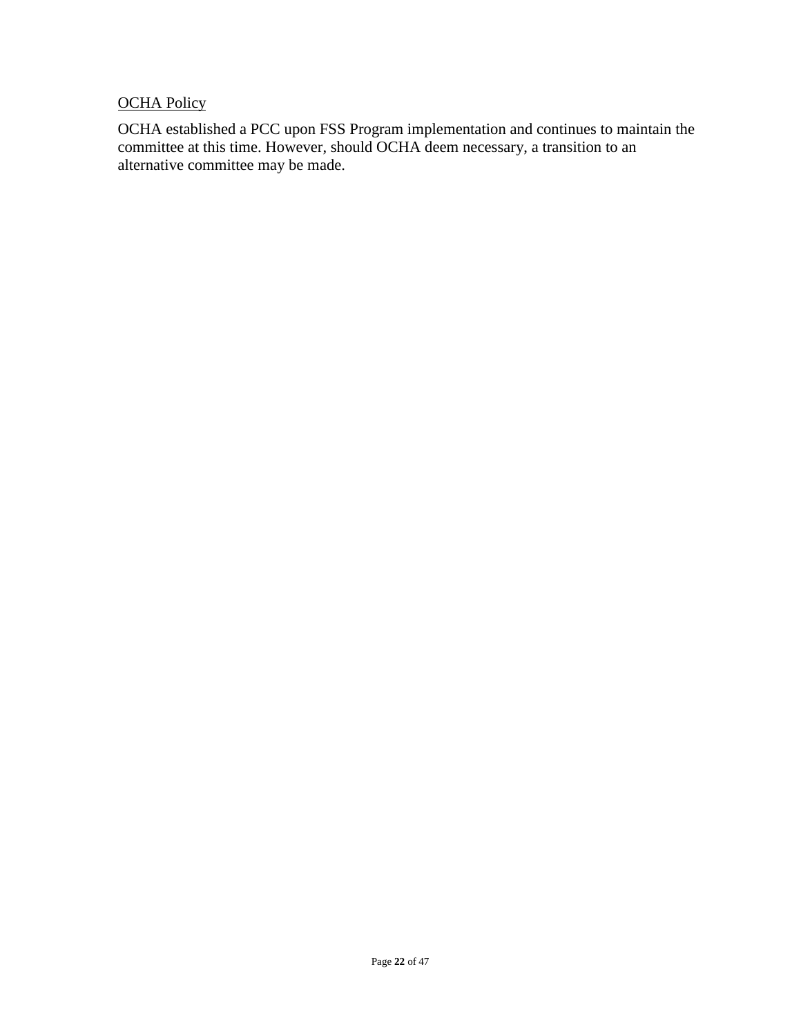<u>OCHA Policy</u>

OCHA established a PCC upon FSS Program implementation and continues to maintain the committee at this time. However, should OCHA deem necessary, a transition to an alternative committee may be made.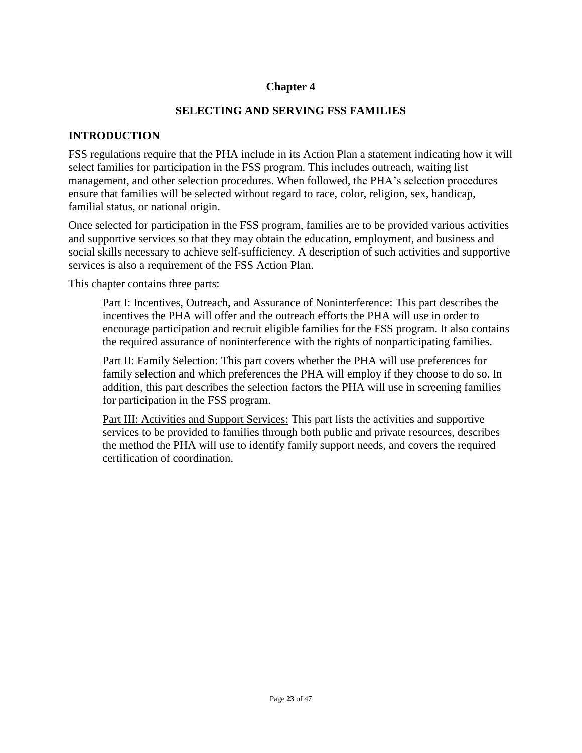# Chapter 4

## SELECTING AND SERVING FSS FAMILIES

### INTRODUCTION

FSS regulations require that the PHA include in its Action Plan a statement indicating how it will select families for participation in the FSS program. This includes outreach, waiting list management, and other selection procedures. When followed, the PHA's selection procedures ensure that families will be selected without regard to race, color, religion, sex, handicap, familial status, or national origin.

Once selected for participation in the FSS program, families are to be provided various activities and supportive services so that they may obtain the education, employment, and business and social skills necessary to achieve self-sufficiency. A description of such activities and supportive services is also a requirement of the FSS Action Plan.

This chapter contains three parts:

> Part I: Incentives, Outreach, and Assurance of Noninterference: This part describes the incentives the PHA will offer and the outreach efforts the PHA will use in order to encourage participation and recruit eligible families for the FSS program. It also contains the required assurance of noninterference with the rights of nonparticipating families.
>
> Part II: Family Selection: This part covers whether the PHA will use preferences for family selection and which preferences the PHA will employ if they choose to do so. In addition, this part describes the selection factors the PHA will use in screening families for participation in the FSS program.
>
> Part III: Activities and Support Services: This part lists the activities and supportive services to be provided to families through both public and private resources, describes the method the PHA will use to identify family support needs, and covers the required certification of coordination.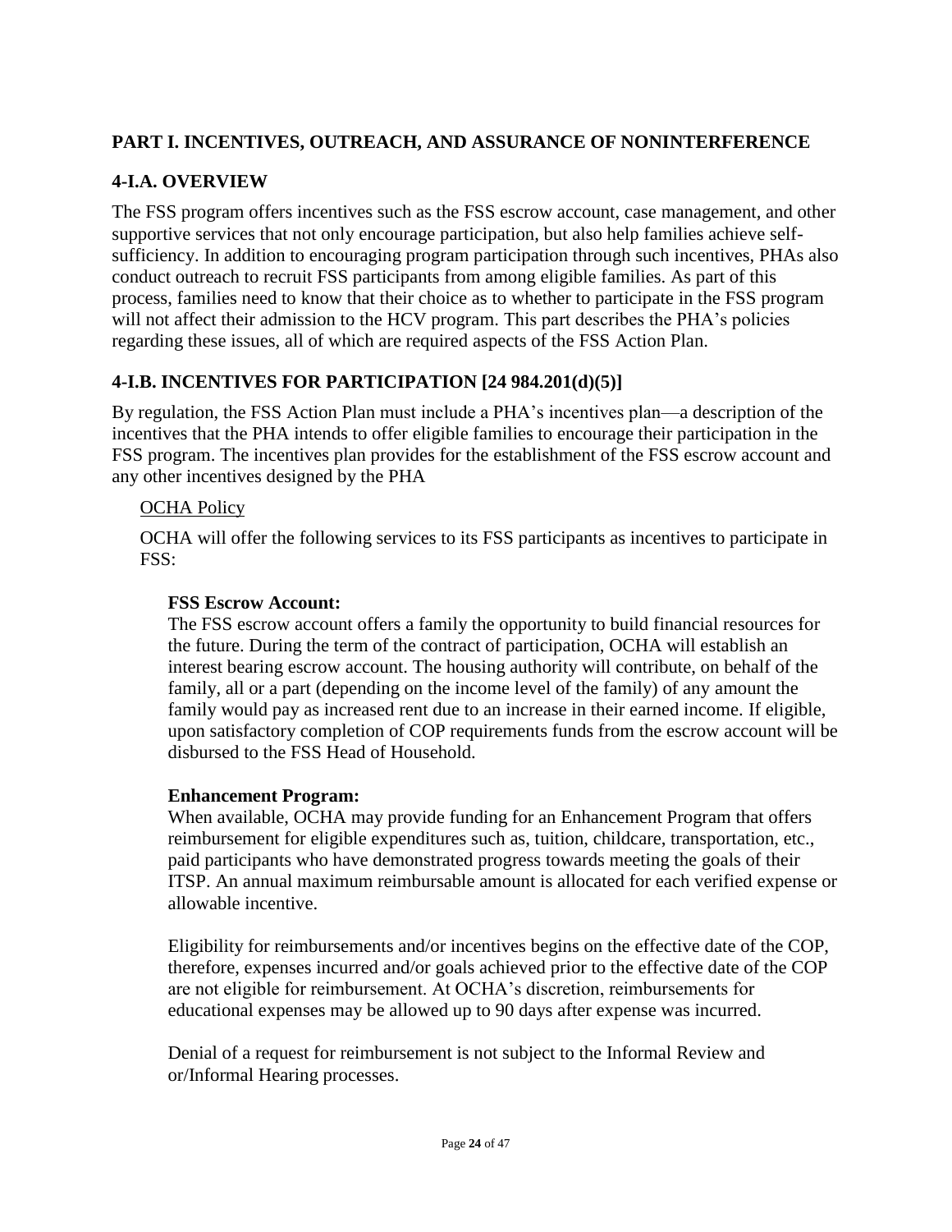## PART I. INCENTIVES, OUTREACH, AND ASSURANCE OF NONINTERFERENCE

### 4-I.A. OVERVIEW

The FSS program offers incentives such as the FSS escrow account, case management, and other supportive services that not only encourage participation, but also help families achieve self-sufficiency. In addition to encouraging program participation through such incentives, PHAs also conduct outreach to recruit FSS participants from among eligible families. As part of this process, families need to know that their choice as to whether to participate in the FSS program will not affect their admission to the HCV program. This part describes the PHA's policies regarding these issues, all of which are required aspects of the FSS Action Plan.

### 4-I.B. INCENTIVES FOR PARTICIPATION [24 984.201(d)(5)]

By regulation, the FSS Action Plan must include a PHA's incentives plan—a description of the incentives that the PHA intends to offer eligible families to encourage their participation in the FSS program. The incentives plan provides for the establishment of the FSS escrow account and any other incentives designed by the PHA

OCHA Policy

OCHA will offer the following services to its FSS participants as incentives to participate in FSS:

**FSS Escrow Account:**
The FSS escrow account offers a family the opportunity to build financial resources for the future. During the term of the contract of participation, OCHA will establish an interest bearing escrow account. The housing authority will contribute, on behalf of the family, all or a part (depending on the income level of the family) of any amount the family would pay as increased rent due to an increase in their earned income. If eligible, upon satisfactory completion of COP requirements funds from the escrow account will be disbursed to the FSS Head of Household.

**Enhancement Program:**
When available, OCHA may provide funding for an Enhancement Program that offers reimbursement for eligible expenditures such as, tuition, childcare, transportation, etc., paid participants who have demonstrated progress towards meeting the goals of their ITSP. An annual maximum reimbursable amount is allocated for each verified expense or allowable incentive.

Eligibility for reimbursements and/or incentives begins on the effective date of the COP, therefore, expenses incurred and/or goals achieved prior to the effective date of the COP are not eligible for reimbursement. At OCHA's discretion, reimbursements for educational expenses may be allowed up to 90 days after expense was incurred.

Denial of a request for reimbursement is not subject to the Informal Review and or/Informal Hearing processes.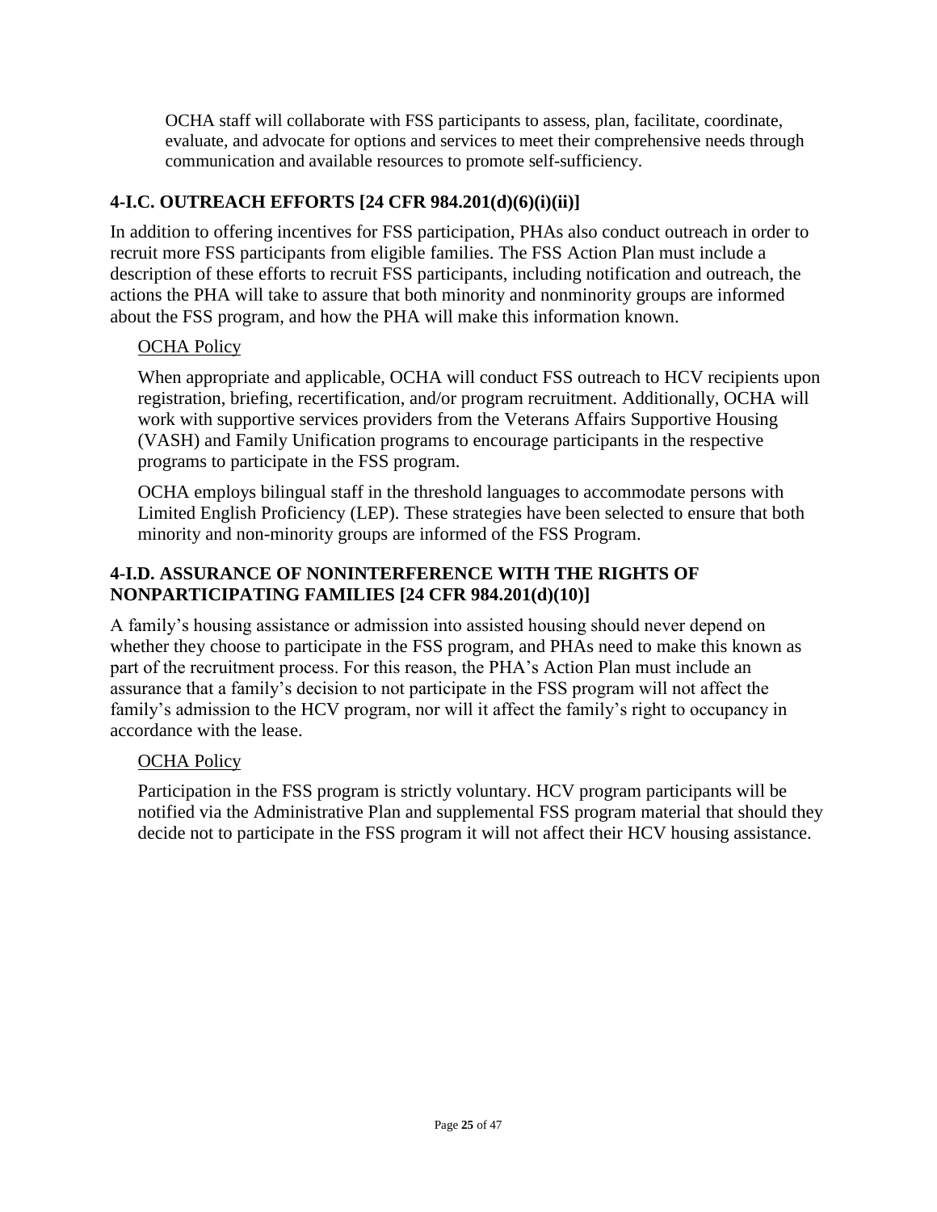OCHA staff will collaborate with FSS participants to assess, plan, facilitate, coordinate, evaluate, and advocate for options and services to meet their comprehensive needs through communication and available resources to promote self-sufficiency.

## 4-I.C. OUTREACH EFFORTS [24 CFR 984.201(d)(6)(i)(ii)]

In addition to offering incentives for FSS participation, PHAs also conduct outreach in order to recruit more FSS participants from eligible families. The FSS Action Plan must include a description of these efforts to recruit FSS participants, including notification and outreach, the actions the PHA will take to assure that both minority and nonminority groups are informed about the FSS program, and how the PHA will make this information known.

<u>OCHA Policy</u>

When appropriate and applicable, OCHA will conduct FSS outreach to HCV recipients upon registration, briefing, recertification, and/or program recruitment. Additionally, OCHA will work with supportive services providers from the Veterans Affairs Supportive Housing (VASH) and Family Unification programs to encourage participants in the respective programs to participate in the FSS program.

OCHA employs bilingual staff in the threshold languages to accommodate persons with Limited English Proficiency (LEP). These strategies have been selected to ensure that both minority and non-minority groups are informed of the FSS Program.

## 4-I.D. ASSURANCE OF NONINTERFERENCE WITH THE RIGHTS OF NONPARTICIPATING FAMILIES [24 CFR 984.201(d)(10)]

A family's housing assistance or admission into assisted housing should never depend on whether they choose to participate in the FSS program, and PHAs need to make this known as part of the recruitment process. For this reason, the PHA's Action Plan must include an assurance that a family's decision to not participate in the FSS program will not affect the family's admission to the HCV program, nor will it affect the family's right to occupancy in accordance with the lease.

<u>OCHA Policy</u>

Participation in the FSS program is strictly voluntary. HCV program participants will be notified via the Administrative Plan and supplemental FSS program material that should they decide not to participate in the FSS program it will not affect their HCV housing assistance.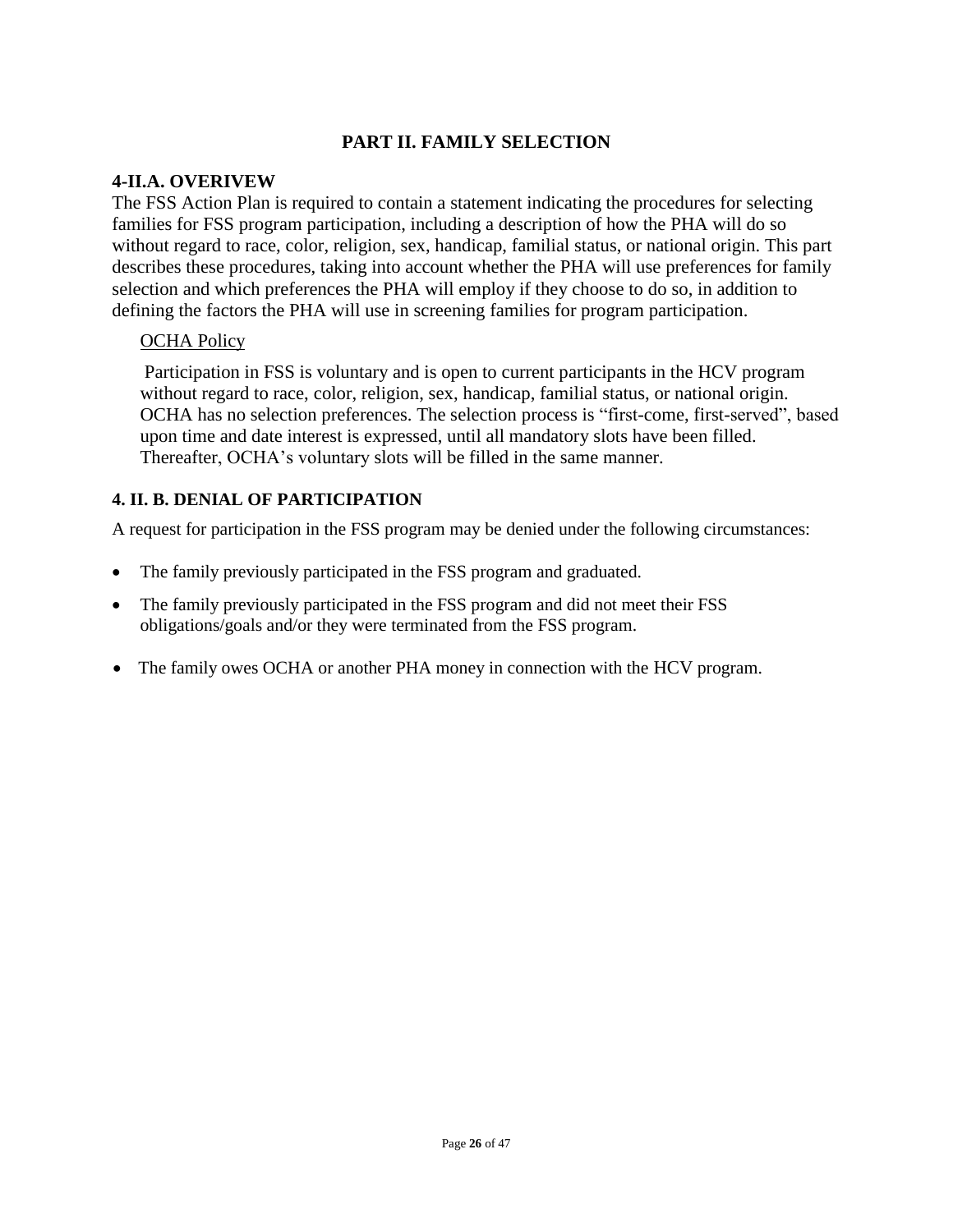## PART II. FAMILY SELECTION

### 4-II.A. OVERIVEW

The FSS Action Plan is required to contain a statement indicating the procedures for selecting families for FSS program participation, including a description of how the PHA will do so without regard to race, color, religion, sex, handicap, familial status, or national origin. This part describes these procedures, taking into account whether the PHA will use preferences for family selection and which preferences the PHA will employ if they choose to do so, in addition to defining the factors the PHA will use in screening families for program participation.

<u>OCHA Policy</u>

Participation in FSS is voluntary and is open to current participants in the HCV program without regard to race, color, religion, sex, handicap, familial status, or national origin. OCHA has no selection preferences. The selection process is "first-come, first-served", based upon time and date interest is expressed, until all mandatory slots have been filled. Thereafter, OCHA's voluntary slots will be filled in the same manner.

### 4. II. B. DENIAL OF PARTICIPATION

A request for participation in the FSS program may be denied under the following circumstances:

- The family previously participated in the FSS program and graduated.
- The family previously participated in the FSS program and did not meet their FSS obligations/goals and/or they were terminated from the FSS program.
- The family owes OCHA or another PHA money in connection with the HCV program.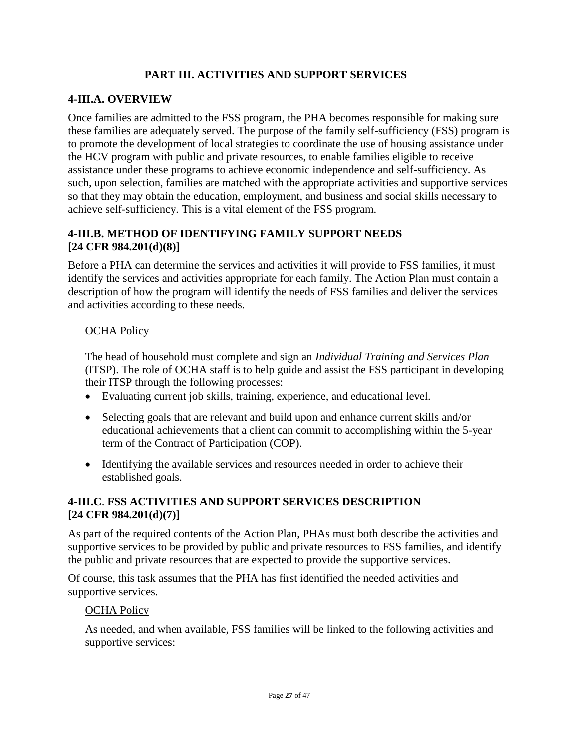## PART III. ACTIVITIES AND SUPPORT SERVICES

### 4-III.A. OVERVIEW

Once families are admitted to the FSS program, the PHA becomes responsible for making sure these families are adequately served. The purpose of the family self-sufficiency (FSS) program is to promote the development of local strategies to coordinate the use of housing assistance under the HCV program with public and private resources, to enable families eligible to receive assistance under these programs to achieve economic independence and self-sufficiency. As such, upon selection, families are matched with the appropriate activities and supportive services so that they may obtain the education, employment, and business and social skills necessary to achieve self-sufficiency. This is a vital element of the FSS program.

### 4-III.B. METHOD OF IDENTIFYING FAMILY SUPPORT NEEDS [24 CFR 984.201(d)(8)]

Before a PHA can determine the services and activities it will provide to FSS families, it must identify the services and activities appropriate for each family. The Action Plan must contain a description of how the program will identify the needs of FSS families and deliver the services and activities according to these needs.

OCHA Policy

The head of household must complete and sign an *Individual Training and Services Plan* (ITSP). The role of OCHA staff is to help guide and assist the FSS participant in developing their ITSP through the following processes:

- Evaluating current job skills, training, experience, and educational level.
- Selecting goals that are relevant and build upon and enhance current skills and/or educational achievements that a client can commit to accomplishing within the 5-year term of the Contract of Participation (COP).
- Identifying the available services and resources needed in order to achieve their established goals.

### 4-III.C. FSS ACTIVITIES AND SUPPORT SERVICES DESCRIPTION [24 CFR 984.201(d)(7)]

As part of the required contents of the Action Plan, PHAs must both describe the activities and supportive services to be provided by public and private resources to FSS families, and identify the public and private resources that are expected to provide the supportive services.

Of course, this task assumes that the PHA has first identified the needed activities and supportive services.

OCHA Policy

As needed, and when available, FSS families will be linked to the following activities and supportive services: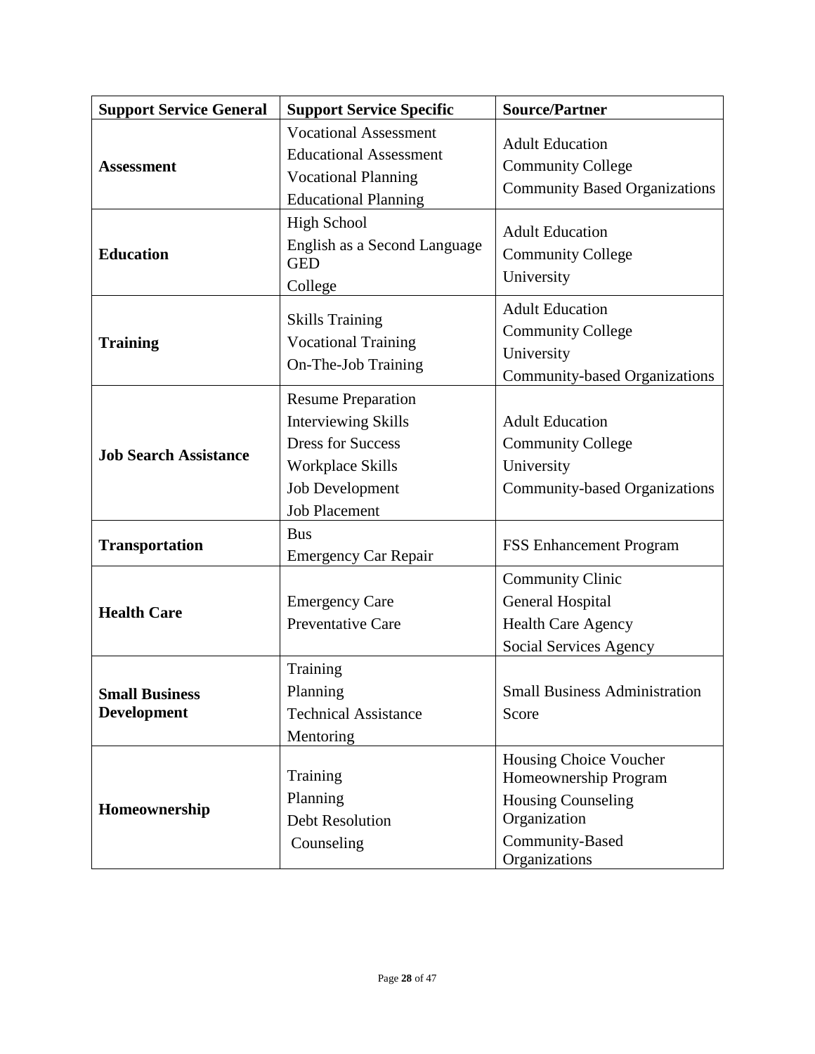| Support Service General | Support Service Specific | Source/Partner |
|---|---|---|
| **Assessment** | Vocational Assessment<br>Educational Assessment<br>Vocational Planning<br>Educational Planning | Adult Education<br>Community College<br>Community Based Organizations |
| **Education** | High School<br>English as a Second Language<br>GED<br>College | Adult Education<br>Community College<br>University |
| **Training** | Skills Training<br>Vocational Training<br>On-The-Job Training | Adult Education<br>Community College<br>University<br>Community-based Organizations |
| **Job Search Assistance** | Resume Preparation<br>Interviewing Skills<br>Dress for Success<br>Workplace Skills<br>Job Development<br>Job Placement | Adult Education<br>Community College<br>University<br>Community-based Organizations |
| **Transportation** | Bus<br>Emergency Car Repair | FSS Enhancement Program |
| **Health Care** | Emergency Care<br>Preventative Care | Community Clinic<br>General Hospital<br>Health Care Agency<br>Social Services Agency |
| **Small Business Development** | Training<br>Planning<br>Technical Assistance<br>Mentoring | Small Business Administration<br>Score |
| **Homeownership** | Training<br>Planning<br>Debt Resolution<br>Counseling | Housing Choice Voucher Homeownership Program<br>Housing Counseling Organization<br>Community-Based Organizations |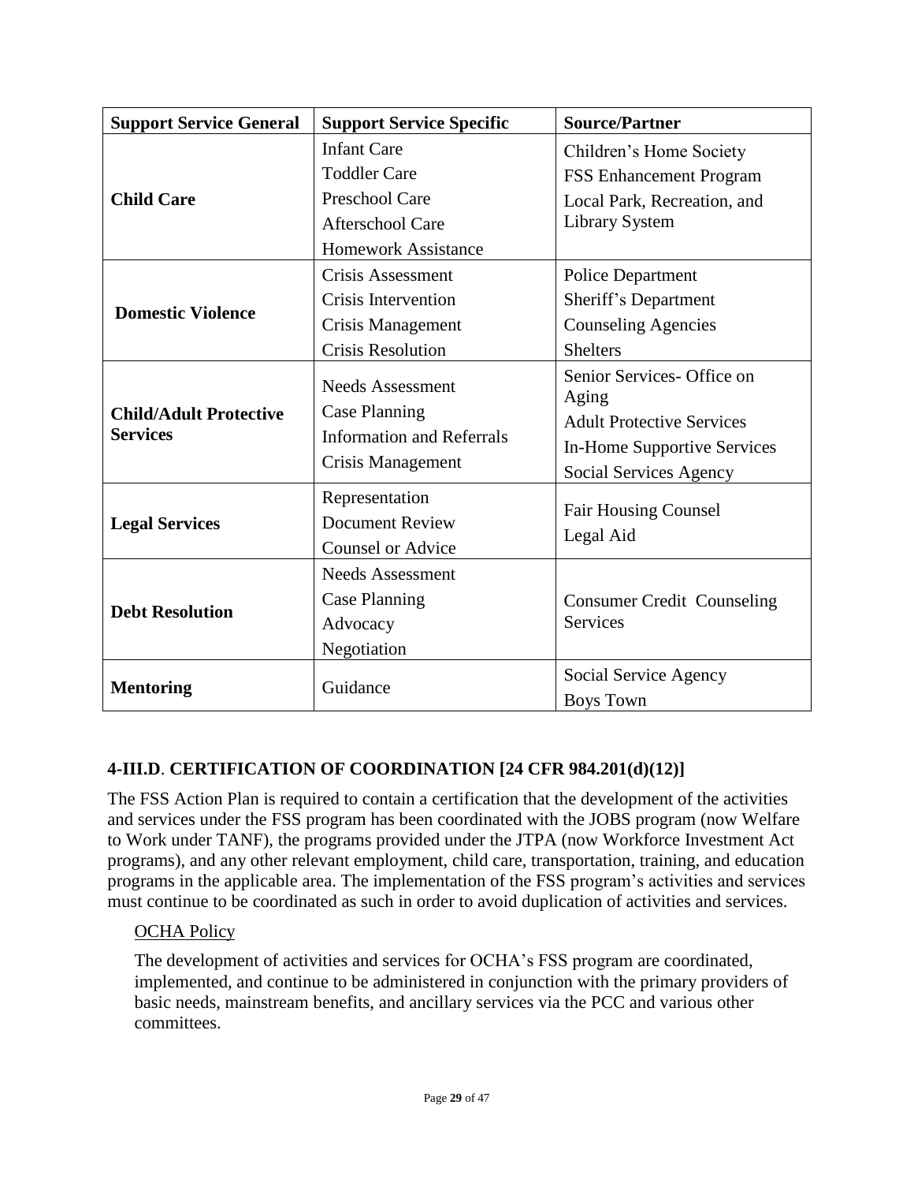| Support Service General | Support Service Specific | Source/Partner |
|---|---|---|
| **Child Care** | Infant Care<br>Toddler Care<br>Preschool Care<br>Afterschool Care<br>Homework Assistance | Children's Home Society<br>FSS Enhancement Program<br>Local Park, Recreation, and Library System |
| **Domestic Violence** | Crisis Assessment<br>Crisis Intervention<br>Crisis Management<br>Crisis Resolution | Police Department<br>Sheriff's Department<br>Counseling Agencies<br>Shelters |
| **Child/Adult Protective Services** | Needs Assessment<br>Case Planning<br>Information and Referrals<br>Crisis Management | Senior Services- Office on Aging<br>Adult Protective Services<br>In-Home Supportive Services<br>Social Services Agency |
| **Legal Services** | Representation<br>Document Review<br>Counsel or Advice | Fair Housing Counsel<br>Legal Aid |
| **Debt Resolution** | Needs Assessment<br>Case Planning<br>Advocacy<br>Negotiation | Consumer Credit Counseling Services |
| **Mentoring** | Guidance | Social Service Agency<br>Boys Town |

### 4-III.D. CERTIFICATION OF COORDINATION [24 CFR 984.201(d)(12)]

The FSS Action Plan is required to contain a certification that the development of the activities and services under the FSS program has been coordinated with the JOBS program (now Welfare to Work under TANF), the programs provided under the JTPA (now Workforce Investment Act programs), and any other relevant employment, child care, transportation, training, and education programs in the applicable area. The implementation of the FSS program's activities and services must continue to be coordinated as such in order to avoid duplication of activities and services.

<u>OCHA Policy</u>

The development of activities and services for OCHA's FSS program are coordinated, implemented, and continue to be administered in conjunction with the primary providers of basic needs, mainstream benefits, and ancillary services via the PCC and various other committees.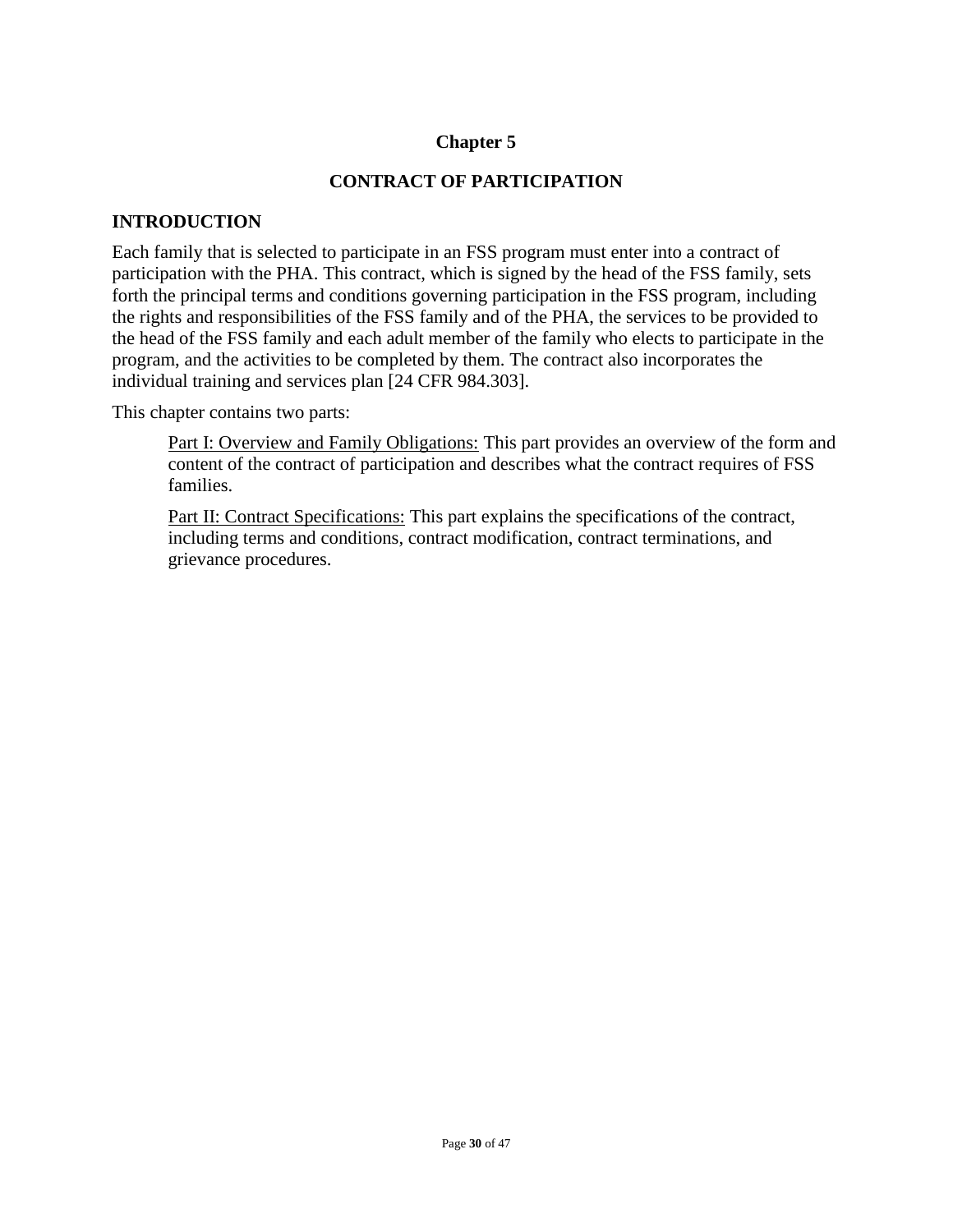# Chapter 5

# CONTRACT OF PARTICIPATION

## INTRODUCTION

Each family that is selected to participate in an FSS program must enter into a contract of participation with the PHA. This contract, which is signed by the head of the FSS family, sets forth the principal terms and conditions governing participation in the FSS program, including the rights and responsibilities of the FSS family and of the PHA, the services to be provided to the head of the FSS family and each adult member of the family who elects to participate in the program, and the activities to be completed by them. The contract also incorporates the individual training and services plan [24 CFR 984.303].

This chapter contains two parts:

> <u>Part I: Overview and Family Obligations:</u> This part provides an overview of the form and content of the contract of participation and describes what the contract requires of FSS families.
>
> <u>Part II: Contract Specifications:</u> This part explains the specifications of the contract, including terms and conditions, contract modification, contract terminations, and grievance procedures.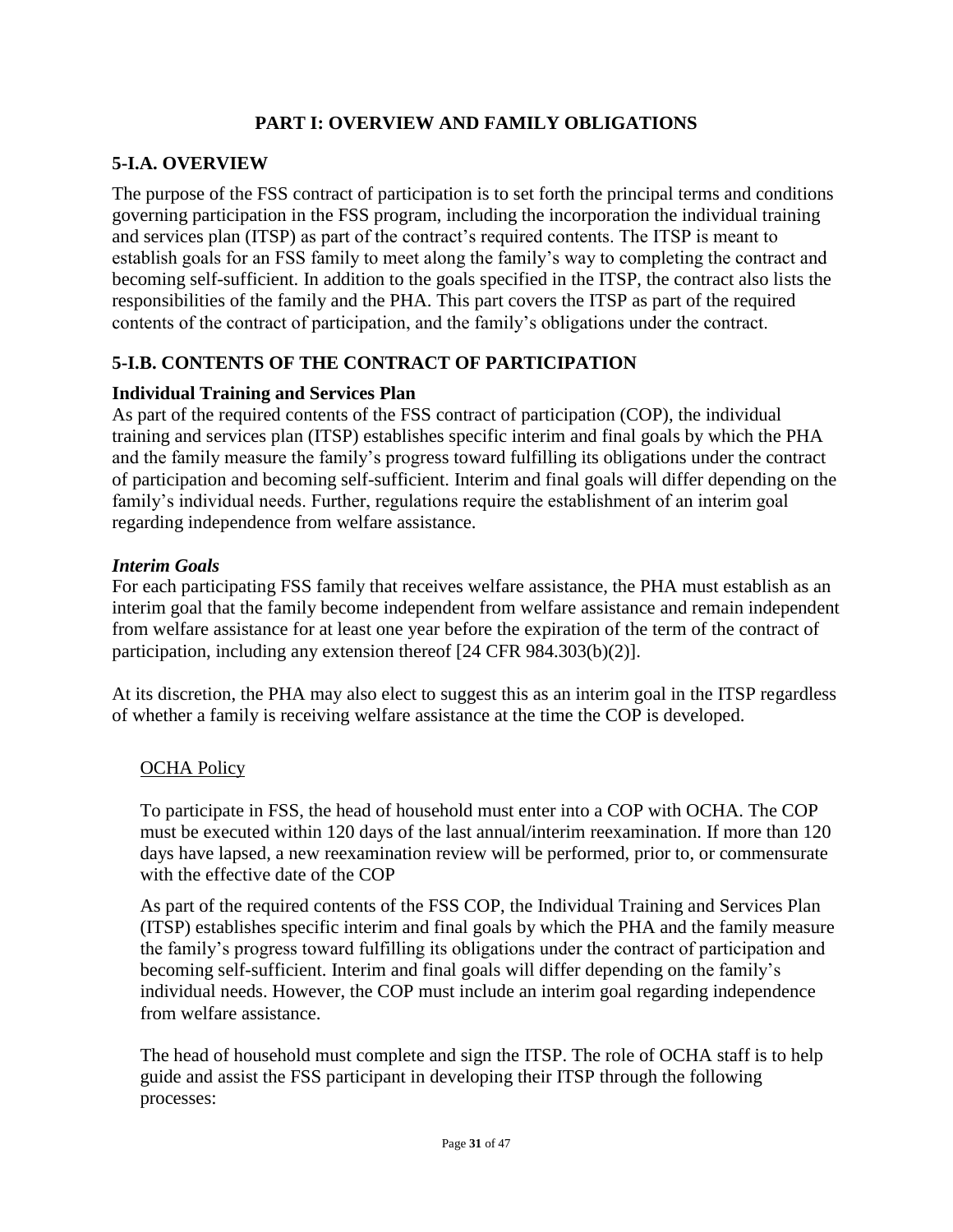## PART I: OVERVIEW AND FAMILY OBLIGATIONS

### 5-I.A. OVERVIEW

The purpose of the FSS contract of participation is to set forth the principal terms and conditions governing participation in the FSS program, including the incorporation the individual training and services plan (ITSP) as part of the contract's required contents. The ITSP is meant to establish goals for an FSS family to meet along the family's way to completing the contract and becoming self-sufficient. In addition to the goals specified in the ITSP, the contract also lists the responsibilities of the family and the PHA. This part covers the ITSP as part of the required contents of the contract of participation, and the family's obligations under the contract.

### 5-I.B. CONTENTS OF THE CONTRACT OF PARTICIPATION

**Individual Training and Services Plan**

As part of the required contents of the FSS contract of participation (COP), the individual training and services plan (ITSP) establishes specific interim and final goals by which the PHA and the family measure the family's progress toward fulfilling its obligations under the contract of participation and becoming self-sufficient. Interim and final goals will differ depending on the family's individual needs. Further, regulations require the establishment of an interim goal regarding independence from welfare assistance.

***Interim Goals***

For each participating FSS family that receives welfare assistance, the PHA must establish as an interim goal that the family become independent from welfare assistance and remain independent from welfare assistance for at least one year before the expiration of the term of the contract of participation, including any extension thereof [24 CFR 984.303(b)(2)].

At its discretion, the PHA may also elect to suggest this as an interim goal in the ITSP regardless of whether a family is receiving welfare assistance at the time the COP is developed.

<u>OCHA Policy</u>

To participate in FSS, the head of household must enter into a COP with OCHA. The COP must be executed within 120 days of the last annual/interim reexamination. If more than 120 days have lapsed, a new reexamination review will be performed, prior to, or commensurate with the effective date of the COP

As part of the required contents of the FSS COP, the Individual Training and Services Plan (ITSP) establishes specific interim and final goals by which the PHA and the family measure the family's progress toward fulfilling its obligations under the contract of participation and becoming self-sufficient. Interim and final goals will differ depending on the family's individual needs. However, the COP must include an interim goal regarding independence from welfare assistance.

The head of household must complete and sign the ITSP. The role of OCHA staff is to help guide and assist the FSS participant in developing their ITSP through the following processes: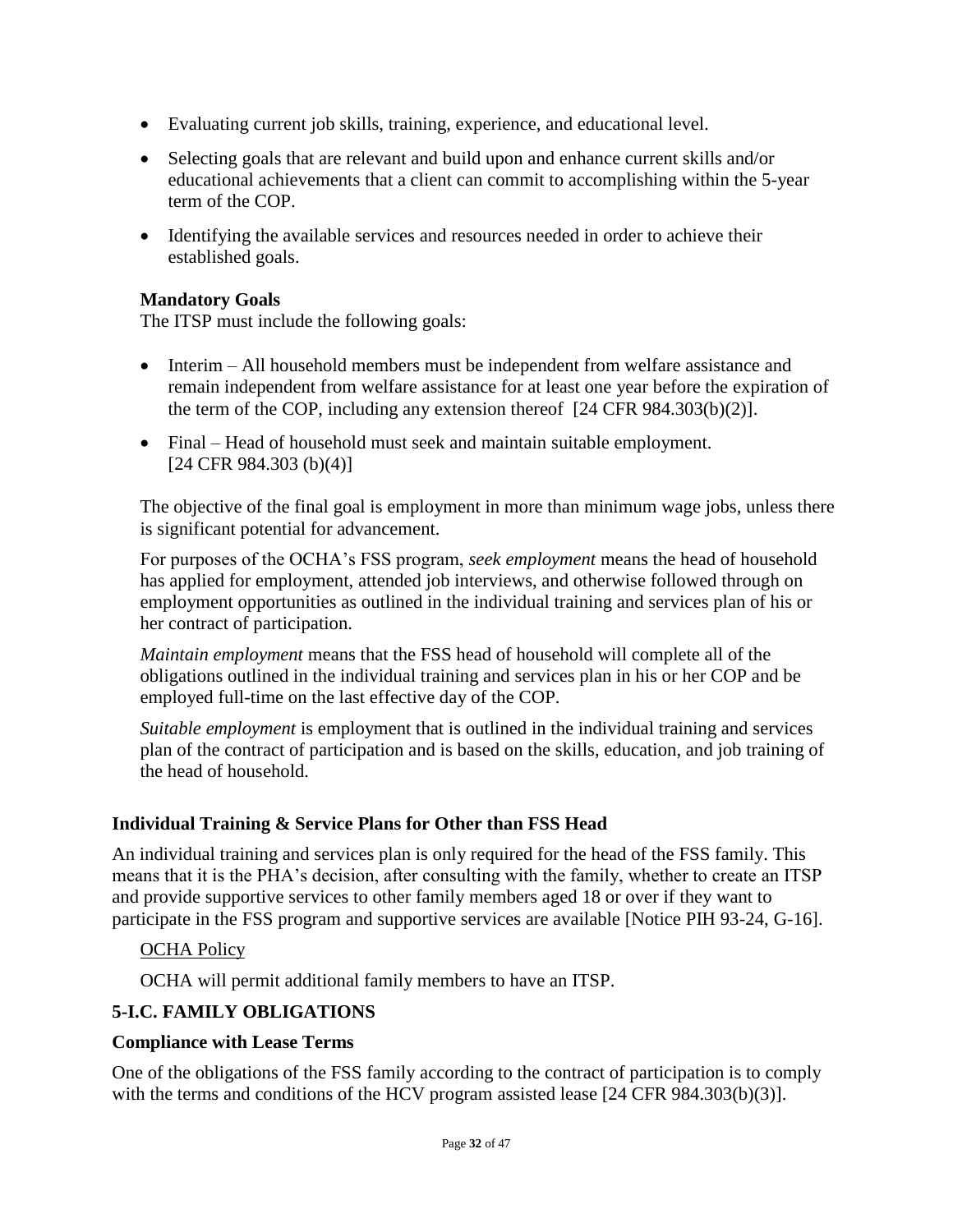- Evaluating current job skills, training, experience, and educational level.
- Selecting goals that are relevant and build upon and enhance current skills and/or educational achievements that a client can commit to accomplishing within the 5-year term of the COP.
- Identifying the available services and resources needed in order to achieve their established goals.

**Mandatory Goals**

The ITSP must include the following goals:

- Interim – All household members must be independent from welfare assistance and remain independent from welfare assistance for at least one year before the expiration of the term of the COP, including any extension thereof [24 CFR 984.303(b)(2)].
- Final – Head of household must seek and maintain suitable employment. [24 CFR 984.303 (b)(4)]

The objective of the final goal is employment in more than minimum wage jobs, unless there is significant potential for advancement.

For purposes of the OCHA's FSS program, *seek employment* means the head of household has applied for employment, attended job interviews, and otherwise followed through on employment opportunities as outlined in the individual training and services plan of his or her contract of participation.

*Maintain employment* means that the FSS head of household will complete all of the obligations outlined in the individual training and services plan in his or her COP and be employed full-time on the last effective day of the COP.

*Suitable employment* is employment that is outlined in the individual training and services plan of the contract of participation and is based on the skills, education, and job training of the head of household.

### Individual Training & Service Plans for Other than FSS Head

An individual training and services plan is only required for the head of the FSS family. This means that it is the PHA's decision, after consulting with the family, whether to create an ITSP and provide supportive services to other family members aged 18 or over if they want to participate in the FSS program and supportive services are available [Notice PIH 93-24, G-16].

<u>OCHA Policy</u>

OCHA will permit additional family members to have an ITSP.

### 5-I.C. FAMILY OBLIGATIONS

### Compliance with Lease Terms

One of the obligations of the FSS family according to the contract of participation is to comply with the terms and conditions of the HCV program assisted lease [24 CFR 984.303(b)(3)].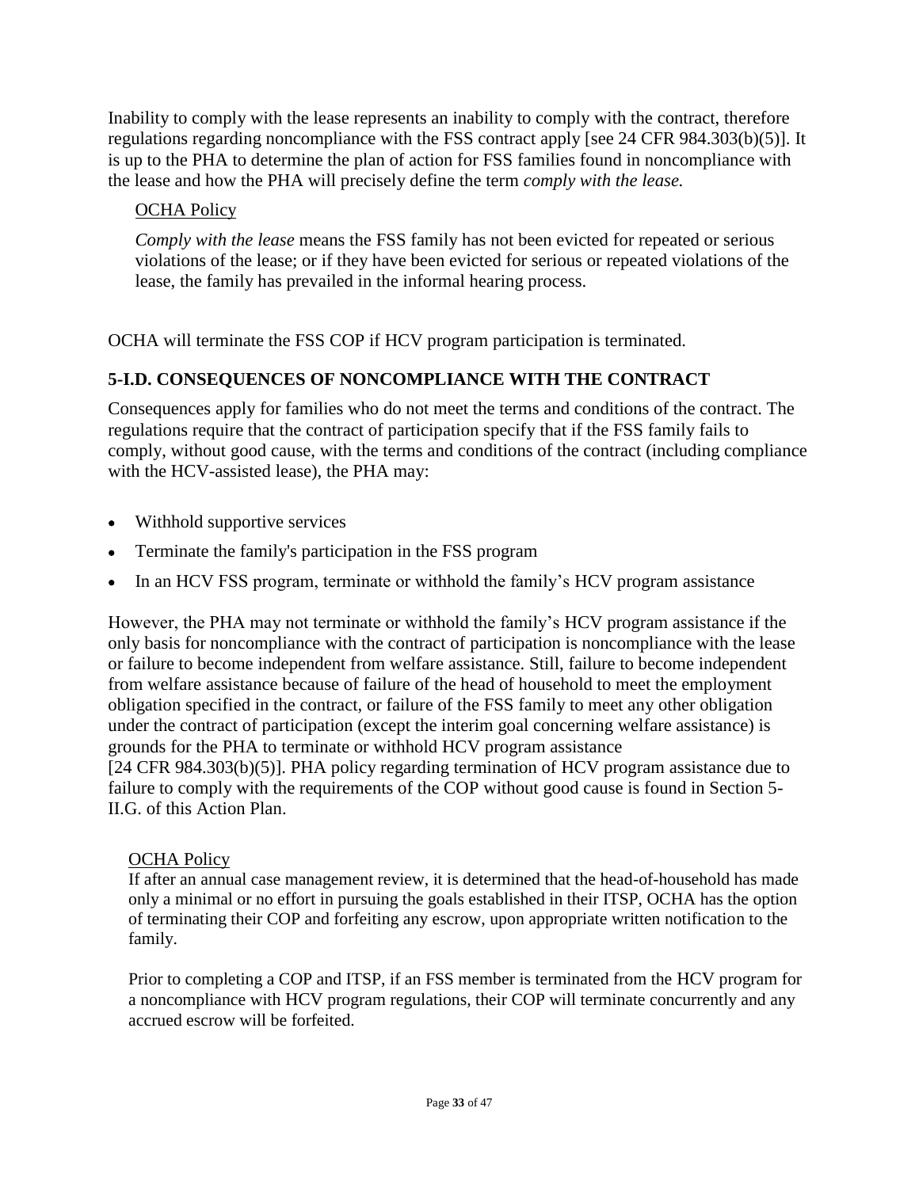Inability to comply with the lease represents an inability to comply with the contract, therefore regulations regarding noncompliance with the FSS contract apply [see 24 CFR 984.303(b)(5)]. It is up to the PHA to determine the plan of action for FSS families found in noncompliance with the lease and how the PHA will precisely define the term *comply with the lease.*

OCHA Policy

*Comply with the lease* means the FSS family has not been evicted for repeated or serious violations of the lease; or if they have been evicted for serious or repeated violations of the lease, the family has prevailed in the informal hearing process.

OCHA will terminate the FSS COP if HCV program participation is terminated.

### 5-I.D. CONSEQUENCES OF NONCOMPLIANCE WITH THE CONTRACT

Consequences apply for families who do not meet the terms and conditions of the contract. The regulations require that the contract of participation specify that if the FSS family fails to comply, without good cause, with the terms and conditions of the contract (including compliance with the HCV-assisted lease), the PHA may:

- Withhold supportive services
- Terminate the family's participation in the FSS program
- In an HCV FSS program, terminate or withhold the family's HCV program assistance

However, the PHA may not terminate or withhold the family's HCV program assistance if the only basis for noncompliance with the contract of participation is noncompliance with the lease or failure to become independent from welfare assistance. Still, failure to become independent from welfare assistance because of failure of the head of household to meet the employment obligation specified in the contract, or failure of the FSS family to meet any other obligation under the contract of participation (except the interim goal concerning welfare assistance) is grounds for the PHA to terminate or withhold HCV program assistance [24 CFR 984.303(b)(5)]. PHA policy regarding termination of HCV program assistance due to failure to comply with the requirements of the COP without good cause is found in Section 5-II.G. of this Action Plan.

OCHA Policy

If after an annual case management review, it is determined that the head-of-household has made only a minimal or no effort in pursuing the goals established in their ITSP, OCHA has the option of terminating their COP and forfeiting any escrow, upon appropriate written notification to the family.

Prior to completing a COP and ITSP, if an FSS member is terminated from the HCV program for a noncompliance with HCV program regulations, their COP will terminate concurrently and any accrued escrow will be forfeited.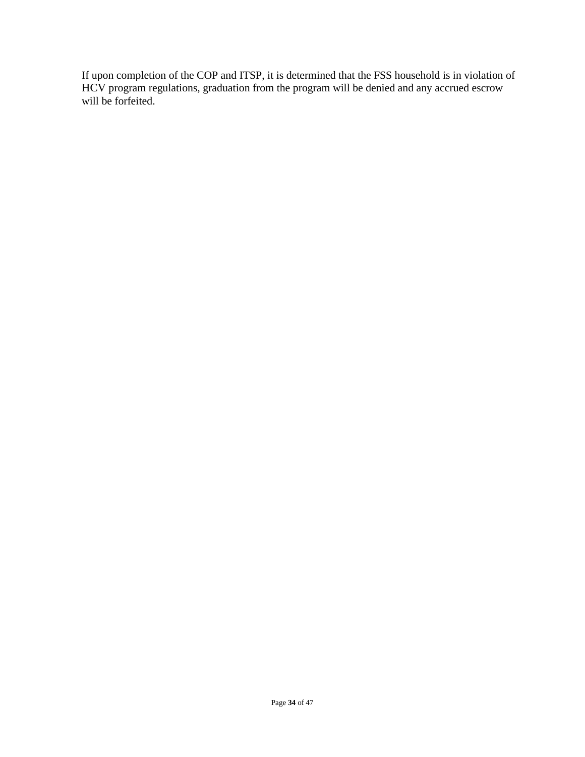If upon completion of the COP and ITSP, it is determined that the FSS household is in violation of HCV program regulations, graduation from the program will be denied and any accrued escrow will be forfeited.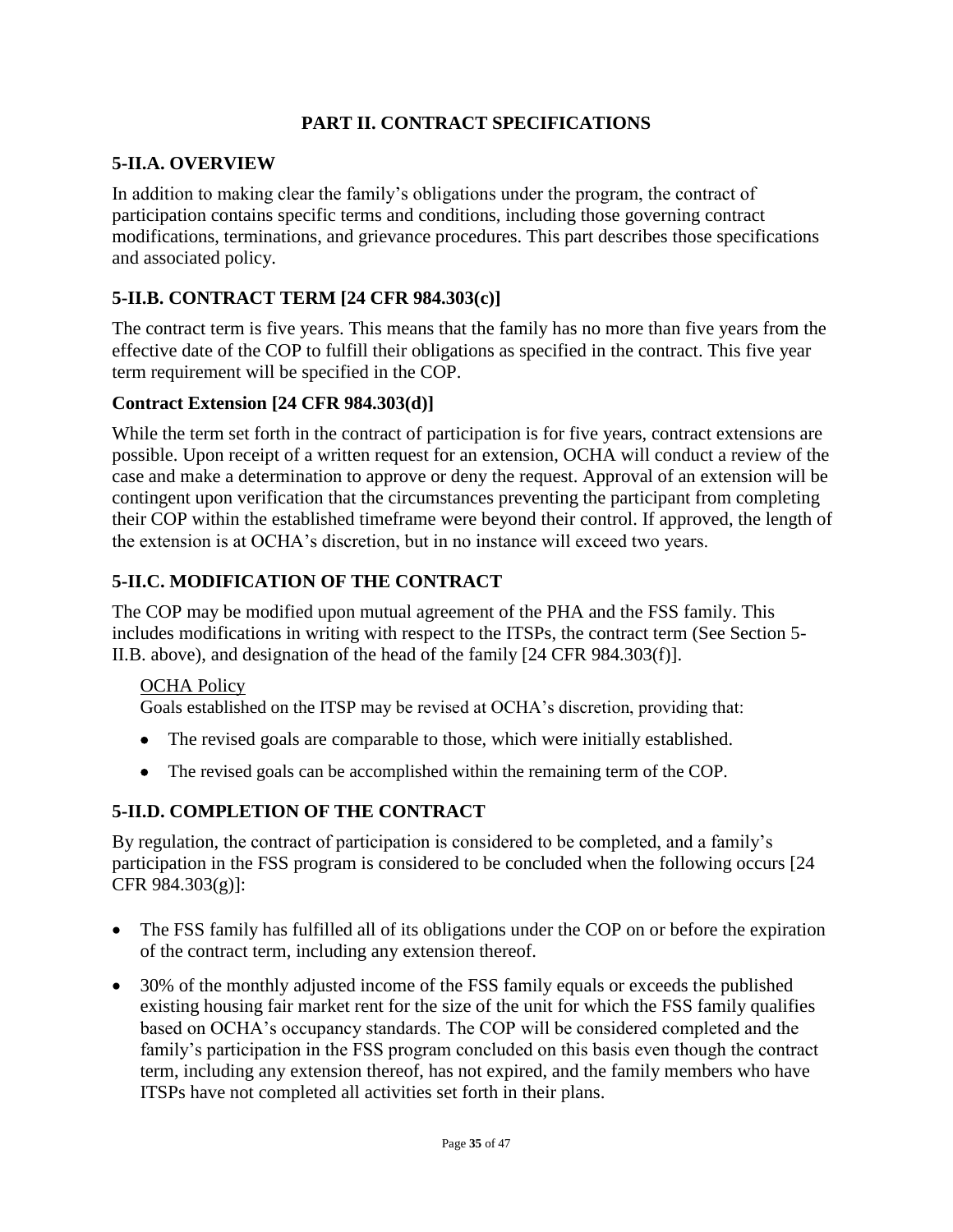## PART II. CONTRACT SPECIFICATIONS

### 5-II.A. OVERVIEW

In addition to making clear the family's obligations under the program, the contract of participation contains specific terms and conditions, including those governing contract modifications, terminations, and grievance procedures. This part describes those specifications and associated policy.

### 5-II.B. CONTRACT TERM [24 CFR 984.303(c)]

The contract term is five years. This means that the family has no more than five years from the effective date of the COP to fulfill their obligations as specified in the contract. This five year term requirement will be specified in the COP.

#### Contract Extension [24 CFR 984.303(d)]

While the term set forth in the contract of participation is for five years, contract extensions are possible. Upon receipt of a written request for an extension, OCHA will conduct a review of the case and make a determination to approve or deny the request. Approval of an extension will be contingent upon verification that the circumstances preventing the participant from completing their COP within the established timeframe were beyond their control. If approved, the length of the extension is at OCHA's discretion, but in no instance will exceed two years.

### 5-II.C. MODIFICATION OF THE CONTRACT

The COP may be modified upon mutual agreement of the PHA and the FSS family. This includes modifications in writing with respect to the ITSPs, the contract term (See Section 5-II.B. above), and designation of the head of the family [24 CFR 984.303(f)].

> OCHA Policy
>
> Goals established on the ITSP may be revised at OCHA's discretion, providing that:
>
> - The revised goals are comparable to those, which were initially established.
> - The revised goals can be accomplished within the remaining term of the COP.

### 5-II.D. COMPLETION OF THE CONTRACT

By regulation, the contract of participation is considered to be completed, and a family's participation in the FSS program is considered to be concluded when the following occurs [24 CFR 984.303(g)]:

- The FSS family has fulfilled all of its obligations under the COP on or before the expiration of the contract term, including any extension thereof.
- 30% of the monthly adjusted income of the FSS family equals or exceeds the published existing housing fair market rent for the size of the unit for which the FSS family qualifies based on OCHA's occupancy standards. The COP will be considered completed and the family's participation in the FSS program concluded on this basis even though the contract term, including any extension thereof, has not expired, and the family members who have ITSPs have not completed all activities set forth in their plans.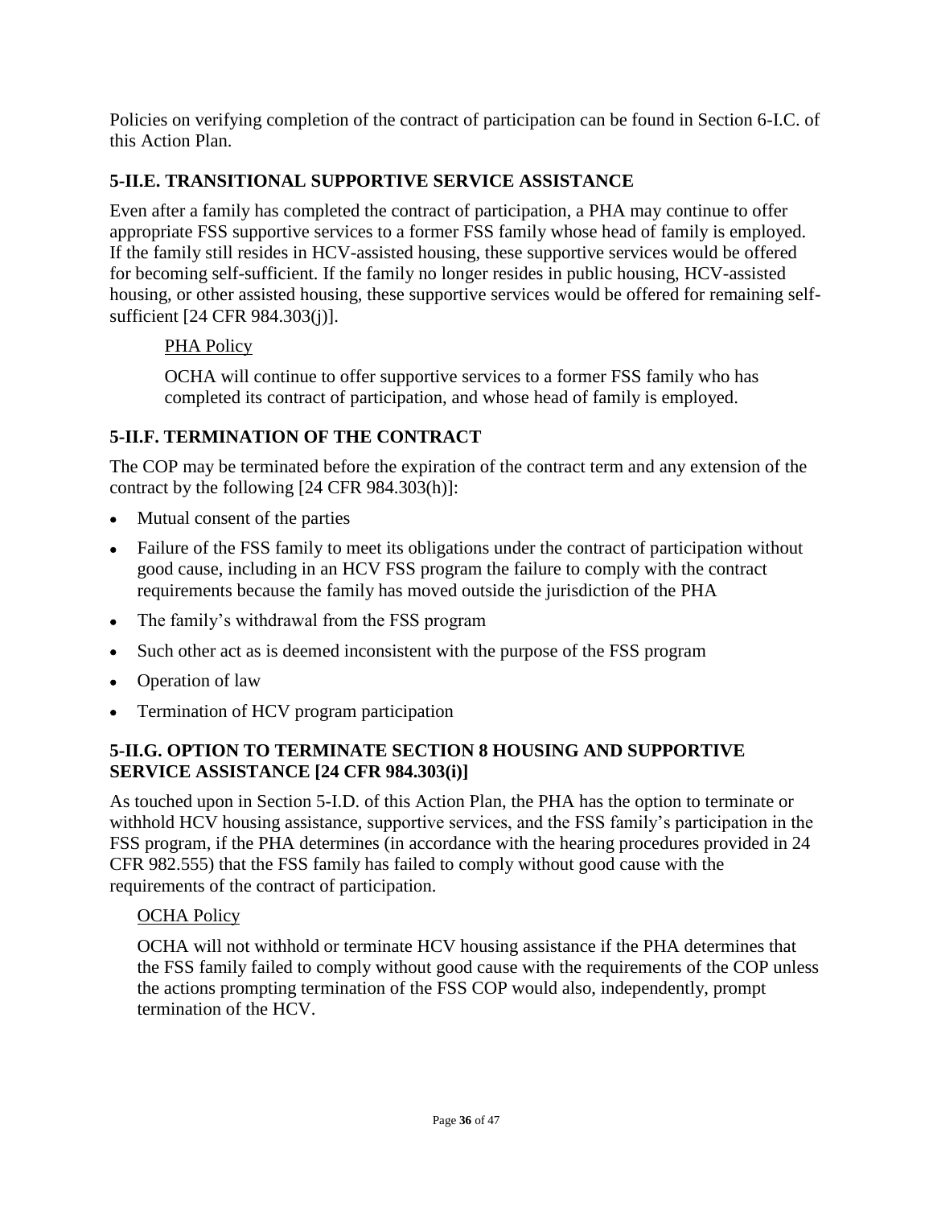Policies on verifying completion of the contract of participation can be found in Section 6-I.C. of this Action Plan.

## 5-II.E. TRANSITIONAL SUPPORTIVE SERVICE ASSISTANCE

Even after a family has completed the contract of participation, a PHA may continue to offer appropriate FSS supportive services to a former FSS family whose head of family is employed. If the family still resides in HCV-assisted housing, these supportive services would be offered for becoming self-sufficient. If the family no longer resides in public housing, HCV-assisted housing, or other assisted housing, these supportive services would be offered for remaining self-sufficient [24 CFR 984.303(j)].

> PHA Policy
>
> OCHA will continue to offer supportive services to a former FSS family who has completed its contract of participation, and whose head of family is employed.

## 5-II.F. TERMINATION OF THE CONTRACT

The COP may be terminated before the expiration of the contract term and any extension of the contract by the following [24 CFR 984.303(h)]:

- Mutual consent of the parties
- Failure of the FSS family to meet its obligations under the contract of participation without good cause, including in an HCV FSS program the failure to comply with the contract requirements because the family has moved outside the jurisdiction of the PHA
- The family's withdrawal from the FSS program
- Such other act as is deemed inconsistent with the purpose of the FSS program
- Operation of law
- Termination of HCV program participation

## 5-II.G. OPTION TO TERMINATE SECTION 8 HOUSING AND SUPPORTIVE SERVICE ASSISTANCE [24 CFR 984.303(i)]

As touched upon in Section 5-I.D. of this Action Plan, the PHA has the option to terminate or withhold HCV housing assistance, supportive services, and the FSS family's participation in the FSS program, if the PHA determines (in accordance with the hearing procedures provided in 24 CFR 982.555) that the FSS family has failed to comply without good cause with the requirements of the contract of participation.

> OCHA Policy
>
> OCHA will not withhold or terminate HCV housing assistance if the PHA determines that the FSS family failed to comply without good cause with the requirements of the COP unless the actions prompting termination of the FSS COP would also, independently, prompt termination of the HCV.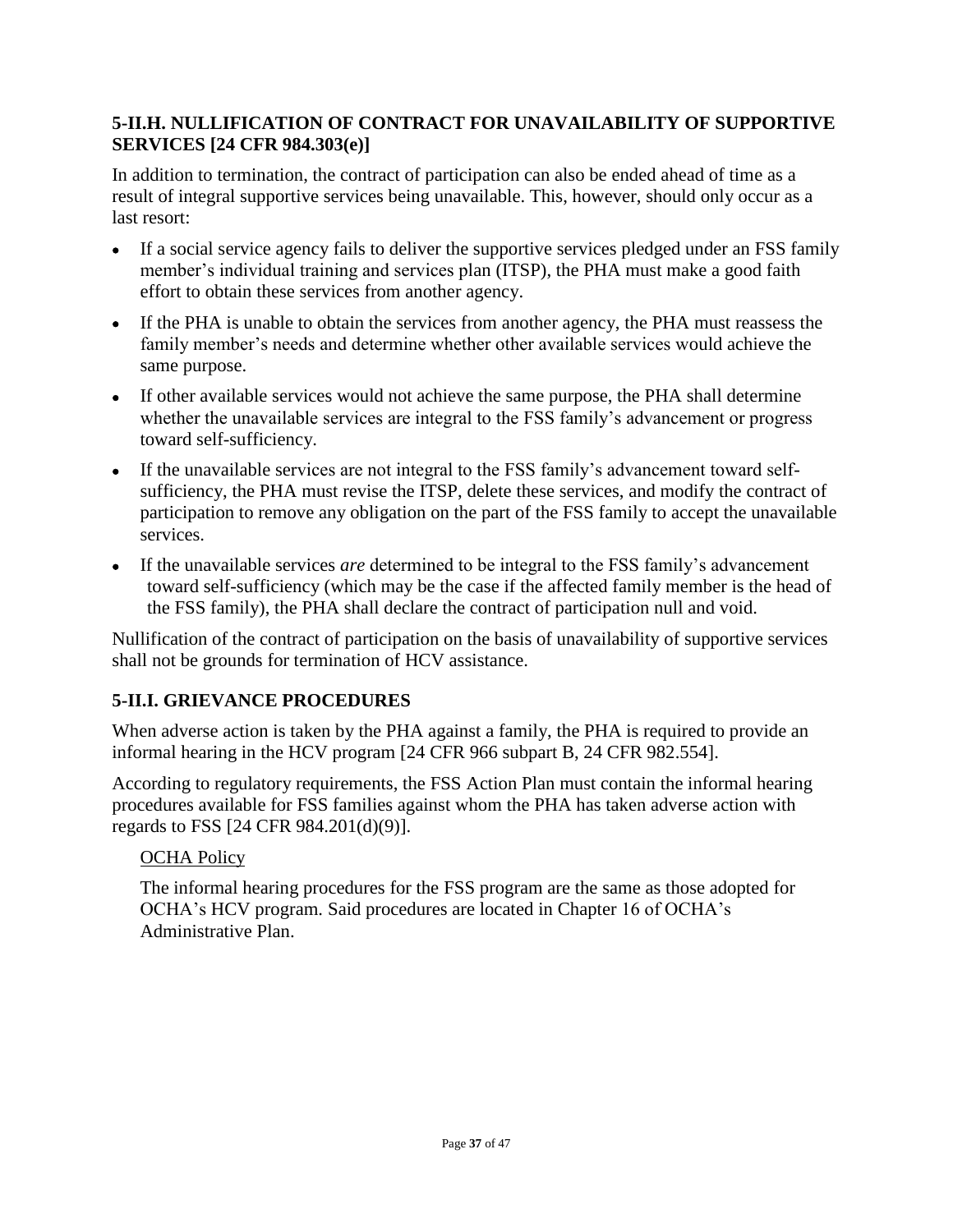## 5-II.H. NULLIFICATION OF CONTRACT FOR UNAVAILABILITY OF SUPPORTIVE SERVICES [24 CFR 984.303(e)]

In addition to termination, the contract of participation can also be ended ahead of time as a result of integral supportive services being unavailable. This, however, should only occur as a last resort:

- If a social service agency fails to deliver the supportive services pledged under an FSS family member's individual training and services plan (ITSP), the PHA must make a good faith effort to obtain these services from another agency.
- If the PHA is unable to obtain the services from another agency, the PHA must reassess the family member's needs and determine whether other available services would achieve the same purpose.
- If other available services would not achieve the same purpose, the PHA shall determine whether the unavailable services are integral to the FSS family's advancement or progress toward self-sufficiency.
- If the unavailable services are not integral to the FSS family's advancement toward self-sufficiency, the PHA must revise the ITSP, delete these services, and modify the contract of participation to remove any obligation on the part of the FSS family to accept the unavailable services.
- If the unavailable services *are* determined to be integral to the FSS family's advancement toward self-sufficiency (which may be the case if the affected family member is the head of the FSS family), the PHA shall declare the contract of participation null and void.

Nullification of the contract of participation on the basis of unavailability of supportive services shall not be grounds for termination of HCV assistance.

## 5-II.I. GRIEVANCE PROCEDURES

When adverse action is taken by the PHA against a family, the PHA is required to provide an informal hearing in the HCV program [24 CFR 966 subpart B, 24 CFR 982.554].

According to regulatory requirements, the FSS Action Plan must contain the informal hearing procedures available for FSS families against whom the PHA has taken adverse action with regards to FSS [24 CFR 984.201(d)(9)].

<u>OCHA Policy</u>

The informal hearing procedures for the FSS program are the same as those adopted for OCHA's HCV program. Said procedures are located in Chapter 16 of OCHA's Administrative Plan.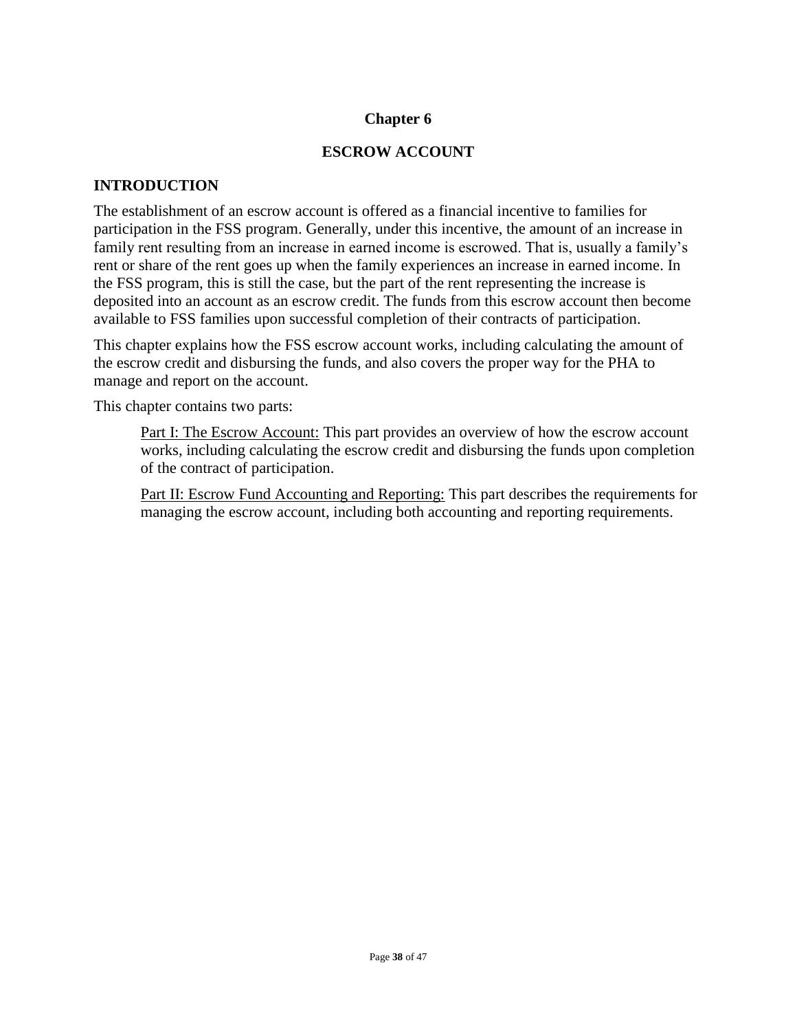# Chapter 6

## ESCROW ACCOUNT

### INTRODUCTION

The establishment of an escrow account is offered as a financial incentive to families for participation in the FSS program. Generally, under this incentive, the amount of an increase in family rent resulting from an increase in earned income is escrowed. That is, usually a family's rent or share of the rent goes up when the family experiences an increase in earned income. In the FSS program, this is still the case, but the part of the rent representing the increase is deposited into an account as an escrow credit. The funds from this escrow account then become available to FSS families upon successful completion of their contracts of participation.

This chapter explains how the FSS escrow account works, including calculating the amount of the escrow credit and disbursing the funds, and also covers the proper way for the PHA to manage and report on the account.

This chapter contains two parts:

> Part I: The Escrow Account: This part provides an overview of how the escrow account works, including calculating the escrow credit and disbursing the funds upon completion of the contract of participation.
>
> Part II: Escrow Fund Accounting and Reporting: This part describes the requirements for managing the escrow account, including both accounting and reporting requirements.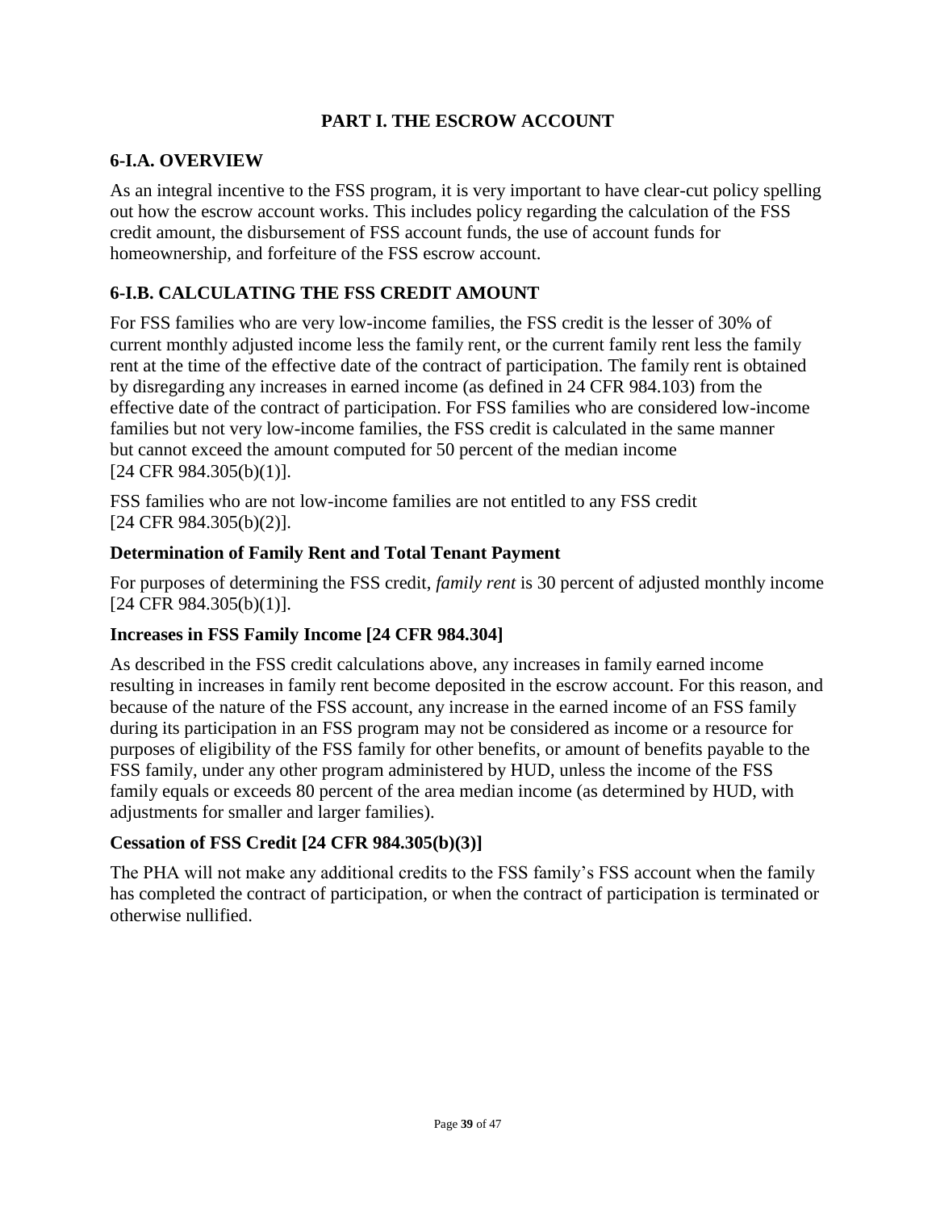# PART I. THE ESCROW ACCOUNT

## 6-I.A. OVERVIEW

As an integral incentive to the FSS program, it is very important to have clear-cut policy spelling out how the escrow account works. This includes policy regarding the calculation of the FSS credit amount, the disbursement of FSS account funds, the use of account funds for homeownership, and forfeiture of the FSS escrow account.

## 6-I.B. CALCULATING THE FSS CREDIT AMOUNT

For FSS families who are very low-income families, the FSS credit is the lesser of 30% of current monthly adjusted income less the family rent, or the current family rent less the family rent at the time of the effective date of the contract of participation. The family rent is obtained by disregarding any increases in earned income (as defined in 24 CFR 984.103) from the effective date of the contract of participation. For FSS families who are considered low-income families but not very low-income families, the FSS credit is calculated in the same manner but cannot exceed the amount computed for 50 percent of the median income [24 CFR 984.305(b)(1)].

FSS families who are not low-income families are not entitled to any FSS credit [24 CFR 984.305(b)(2)].

### Determination of Family Rent and Total Tenant Payment

For purposes of determining the FSS credit, *family rent* is 30 percent of adjusted monthly income [24 CFR 984.305(b)(1)].

### Increases in FSS Family Income [24 CFR 984.304]

As described in the FSS credit calculations above, any increases in family earned income resulting in increases in family rent become deposited in the escrow account. For this reason, and because of the nature of the FSS account, any increase in the earned income of an FSS family during its participation in an FSS program may not be considered as income or a resource for purposes of eligibility of the FSS family for other benefits, or amount of benefits payable to the FSS family, under any other program administered by HUD, unless the income of the FSS family equals or exceeds 80 percent of the area median income (as determined by HUD, with adjustments for smaller and larger families).

### Cessation of FSS Credit [24 CFR 984.305(b)(3)]

The PHA will not make any additional credits to the FSS family's FSS account when the family has completed the contract of participation, or when the contract of participation is terminated or otherwise nullified.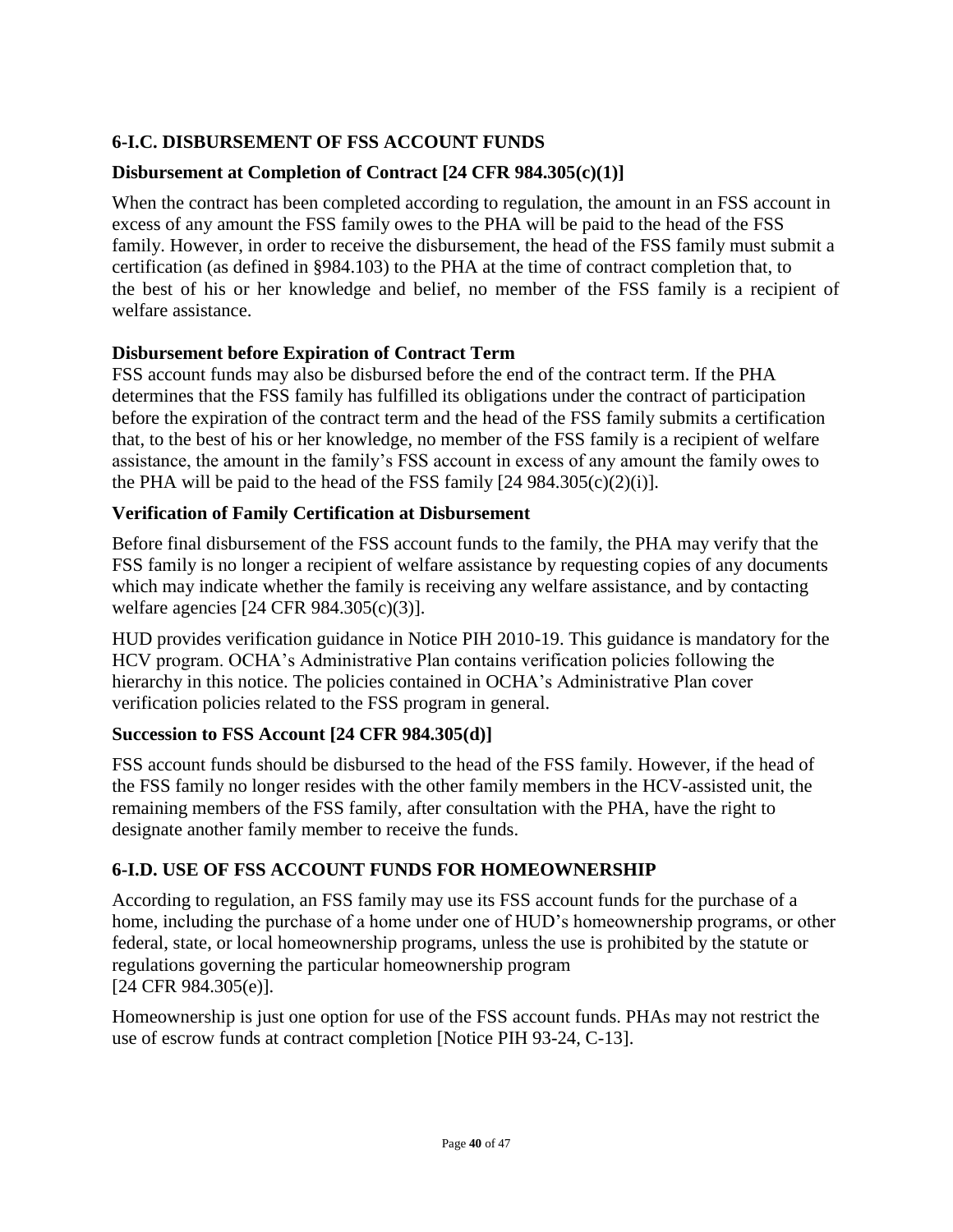## 6-I.C. DISBURSEMENT OF FSS ACCOUNT FUNDS

### Disbursement at Completion of Contract [24 CFR 984.305(c)(1)]

When the contract has been completed according to regulation, the amount in an FSS account in excess of any amount the FSS family owes to the PHA will be paid to the head of the FSS family. However, in order to receive the disbursement, the head of the FSS family must submit a certification (as defined in §984.103) to the PHA at the time of contract completion that, to the best of his or her knowledge and belief, no member of the FSS family is a recipient of welfare assistance.

### Disbursement before Expiration of Contract Term

FSS account funds may also be disbursed before the end of the contract term. If the PHA determines that the FSS family has fulfilled its obligations under the contract of participation before the expiration of the contract term and the head of the FSS family submits a certification that, to the best of his or her knowledge, no member of the FSS family is a recipient of welfare assistance, the amount in the family's FSS account in excess of any amount the family owes to the PHA will be paid to the head of the FSS family [24 984.305(c)(2)(i)].

### Verification of Family Certification at Disbursement

Before final disbursement of the FSS account funds to the family, the PHA may verify that the FSS family is no longer a recipient of welfare assistance by requesting copies of any documents which may indicate whether the family is receiving any welfare assistance, and by contacting welfare agencies [24 CFR 984.305(c)(3)].

HUD provides verification guidance in Notice PIH 2010-19. This guidance is mandatory for the HCV program. OCHA's Administrative Plan contains verification policies following the hierarchy in this notice. The policies contained in OCHA's Administrative Plan cover verification policies related to the FSS program in general.

### Succession to FSS Account [24 CFR 984.305(d)]

FSS account funds should be disbursed to the head of the FSS family. However, if the head of the FSS family no longer resides with the other family members in the HCV-assisted unit, the remaining members of the FSS family, after consultation with the PHA, have the right to designate another family member to receive the funds.

## 6-I.D. USE OF FSS ACCOUNT FUNDS FOR HOMEOWNERSHIP

According to regulation, an FSS family may use its FSS account funds for the purchase of a home, including the purchase of a home under one of HUD's homeownership programs, or other federal, state, or local homeownership programs, unless the use is prohibited by the statute or regulations governing the particular homeownership program [24 CFR 984.305(e)].

Homeownership is just one option for use of the FSS account funds. PHAs may not restrict the use of escrow funds at contract completion [Notice PIH 93-24, C-13].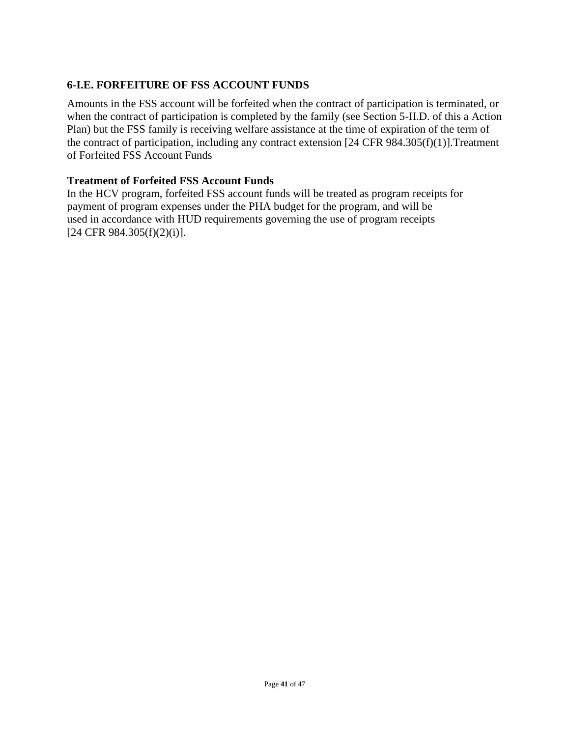### 6-I.E. FORFEITURE OF FSS ACCOUNT FUNDS

Amounts in the FSS account will be forfeited when the contract of participation is terminated, or when the contract of participation is completed by the family (see Section 5-II.D. of this a Action Plan) but the FSS family is receiving welfare assistance at the time of expiration of the term of the contract of participation, including any contract extension [24 CFR 984.305(f)(1)].Treatment of Forfeited FSS Account Funds

**Treatment of Forfeited FSS Account Funds**

In the HCV program, forfeited FSS account funds will be treated as program receipts for payment of program expenses under the PHA budget for the program, and will be used in accordance with HUD requirements governing the use of program receipts [24 CFR 984.305(f)(2)(i)].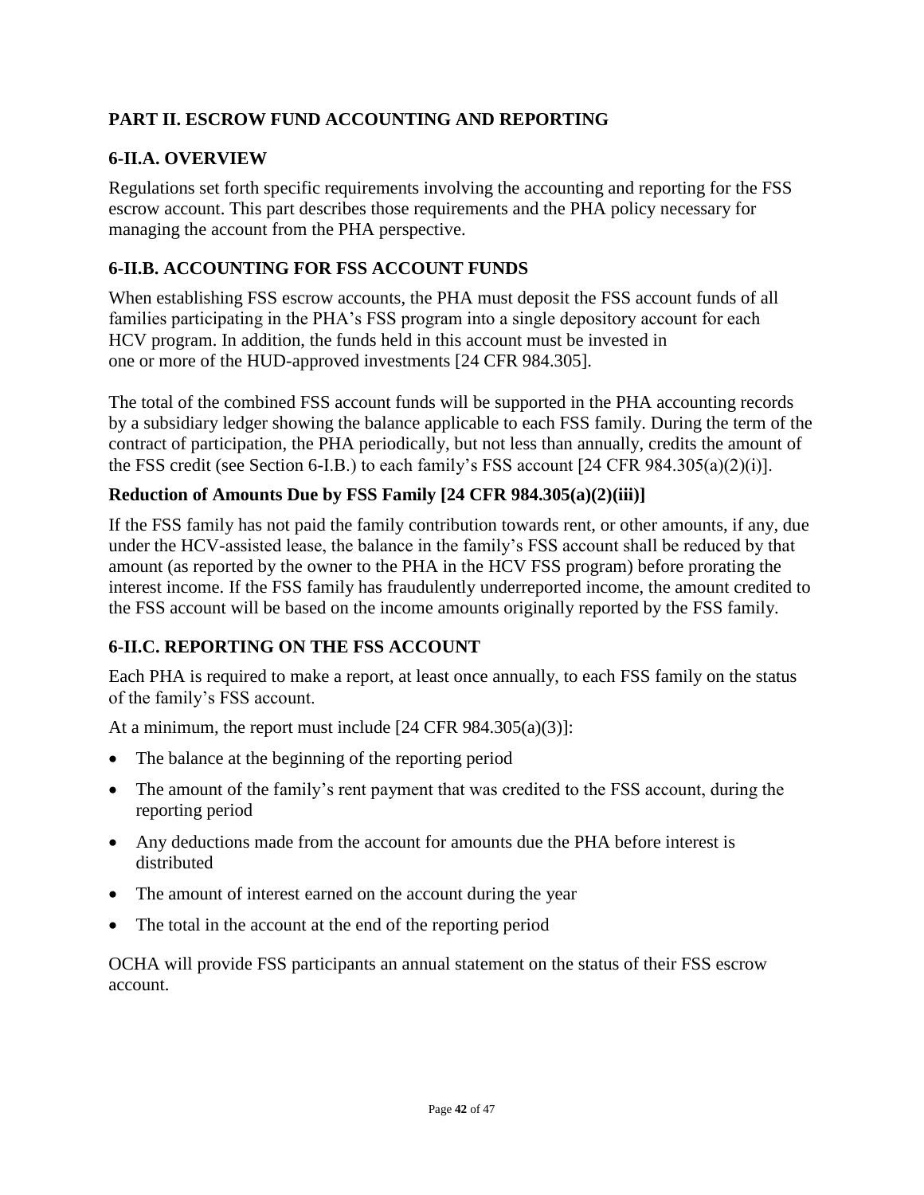## PART II. ESCROW FUND ACCOUNTING AND REPORTING

### 6-II.A. OVERVIEW

Regulations set forth specific requirements involving the accounting and reporting for the FSS escrow account. This part describes those requirements and the PHA policy necessary for managing the account from the PHA perspective.

### 6-II.B. ACCOUNTING FOR FSS ACCOUNT FUNDS

When establishing FSS escrow accounts, the PHA must deposit the FSS account funds of all families participating in the PHA's FSS program into a single depository account for each HCV program. In addition, the funds held in this account must be invested in one or more of the HUD-approved investments [24 CFR 984.305].

The total of the combined FSS account funds will be supported in the PHA accounting records by a subsidiary ledger showing the balance applicable to each FSS family. During the term of the contract of participation, the PHA periodically, but not less than annually, credits the amount of the FSS credit (see Section 6-I.B.) to each family's FSS account [24 CFR 984.305(a)(2)(i)].

#### Reduction of Amounts Due by FSS Family [24 CFR 984.305(a)(2)(iii)]

If the FSS family has not paid the family contribution towards rent, or other amounts, if any, due under the HCV-assisted lease, the balance in the family's FSS account shall be reduced by that amount (as reported by the owner to the PHA in the HCV FSS program) before prorating the interest income. If the FSS family has fraudulently underreported income, the amount credited to the FSS account will be based on the income amounts originally reported by the FSS family.

### 6-II.C. REPORTING ON THE FSS ACCOUNT

Each PHA is required to make a report, at least once annually, to each FSS family on the status of the family's FSS account.

At a minimum, the report must include [24 CFR 984.305(a)(3)]:

- The balance at the beginning of the reporting period
- The amount of the family's rent payment that was credited to the FSS account, during the reporting period
- Any deductions made from the account for amounts due the PHA before interest is distributed
- The amount of interest earned on the account during the year
- The total in the account at the end of the reporting period

OCHA will provide FSS participants an annual statement on the status of their FSS escrow account.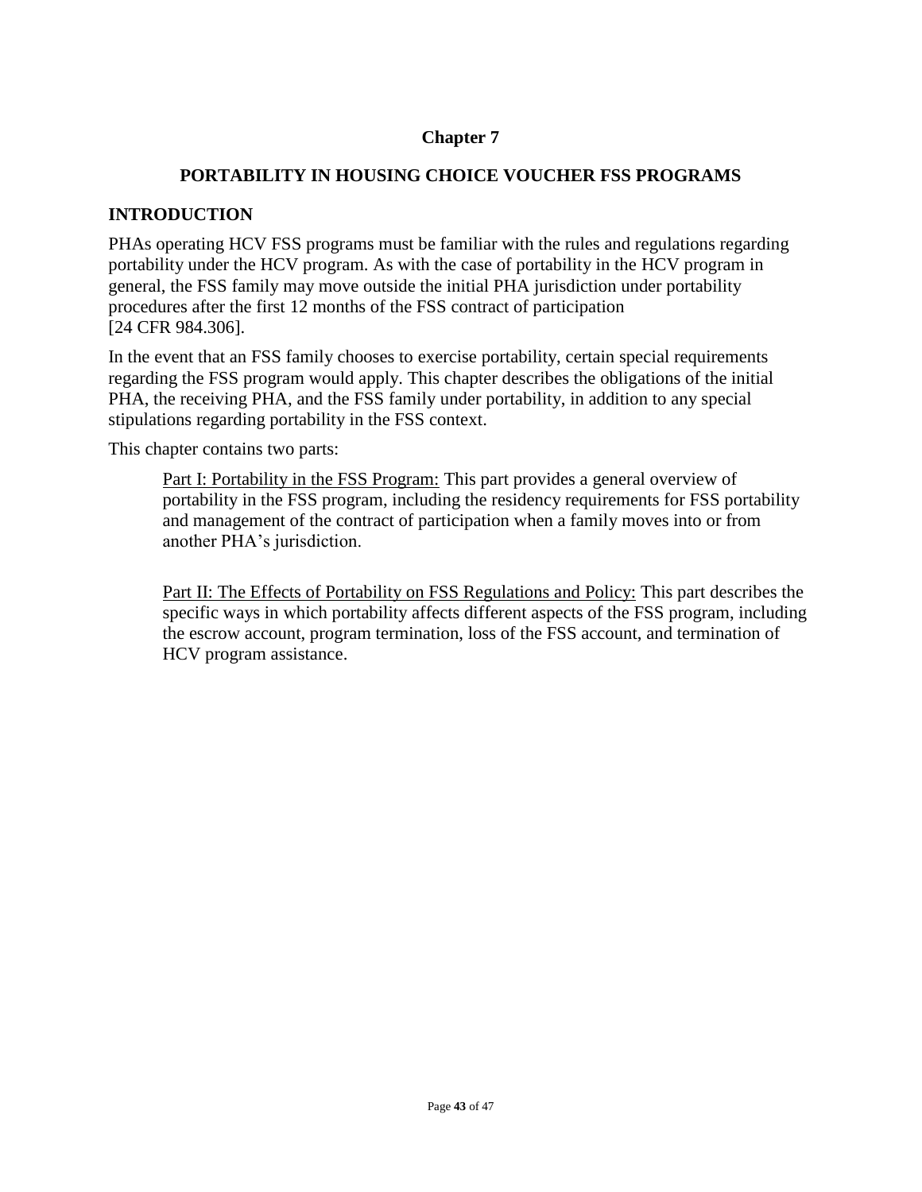# Chapter 7

## PORTABILITY IN HOUSING CHOICE VOUCHER FSS PROGRAMS

### INTRODUCTION

PHAs operating HCV FSS programs must be familiar with the rules and regulations regarding portability under the HCV program. As with the case of portability in the HCV program in general, the FSS family may move outside the initial PHA jurisdiction under portability procedures after the first 12 months of the FSS contract of participation [24 CFR 984.306].

In the event that an FSS family chooses to exercise portability, certain special requirements regarding the FSS program would apply. This chapter describes the obligations of the initial PHA, the receiving PHA, and the FSS family under portability, in addition to any special stipulations regarding portability in the FSS context.

This chapter contains two parts:

> Part I: Portability in the FSS Program: This part provides a general overview of portability in the FSS program, including the residency requirements for FSS portability and management of the contract of participation when a family moves into or from another PHA's jurisdiction.
>
> Part II: The Effects of Portability on FSS Regulations and Policy: This part describes the specific ways in which portability affects different aspects of the FSS program, including the escrow account, program termination, loss of the FSS account, and termination of HCV program assistance.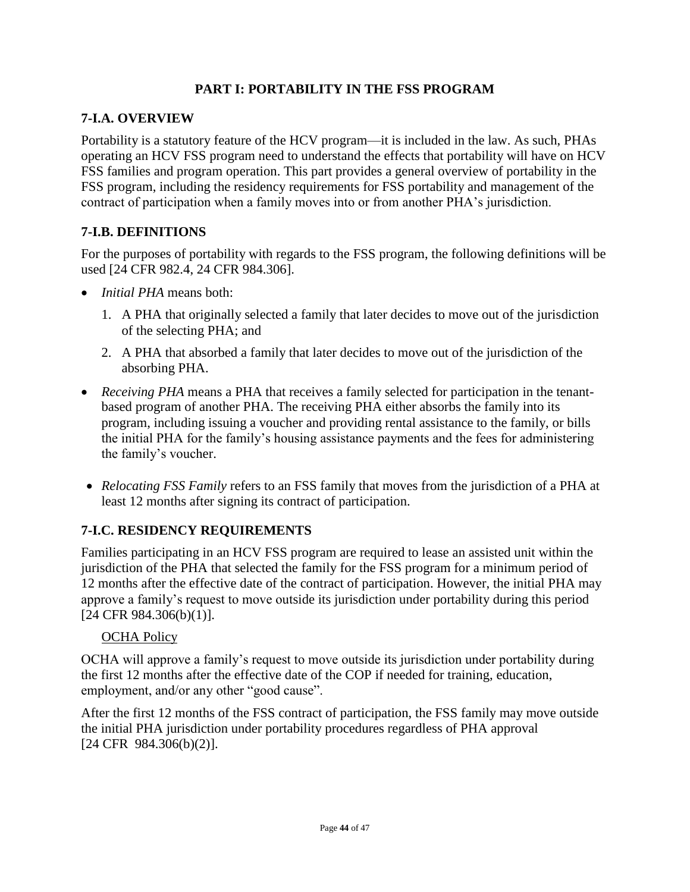## PART I: PORTABILITY IN THE FSS PROGRAM

### 7-I.A. OVERVIEW

Portability is a statutory feature of the HCV program—it is included in the law. As such, PHAs operating an HCV FSS program need to understand the effects that portability will have on HCV FSS families and program operation. This part provides a general overview of portability in the FSS program, including the residency requirements for FSS portability and management of the contract of participation when a family moves into or from another PHA's jurisdiction.

### 7-I.B. DEFINITIONS

For the purposes of portability with regards to the FSS program, the following definitions will be used [24 CFR 982.4, 24 CFR 984.306].

- *Initial PHA* means both:
  1. A PHA that originally selected a family that later decides to move out of the jurisdiction of the selecting PHA; and
  2. A PHA that absorbed a family that later decides to move out of the jurisdiction of the absorbing PHA.
- *Receiving PHA* means a PHA that receives a family selected for participation in the tenant-based program of another PHA. The receiving PHA either absorbs the family into its program, including issuing a voucher and providing rental assistance to the family, or bills the initial PHA for the family's housing assistance payments and the fees for administering the family's voucher.
- *Relocating FSS Family* refers to an FSS family that moves from the jurisdiction of a PHA at least 12 months after signing its contract of participation.

### 7-I.C. RESIDENCY REQUIREMENTS

Families participating in an HCV FSS program are required to lease an assisted unit within the jurisdiction of the PHA that selected the family for the FSS program for a minimum period of 12 months after the effective date of the contract of participation. However, the initial PHA may approve a family's request to move outside its jurisdiction under portability during this period [24 CFR 984.306(b)(1)].

<u>OCHA Policy</u>

OCHA will approve a family's request to move outside its jurisdiction under portability during the first 12 months after the effective date of the COP if needed for training, education, employment, and/or any other "good cause".

After the first 12 months of the FSS contract of participation, the FSS family may move outside the initial PHA jurisdiction under portability procedures regardless of PHA approval [24 CFR 984.306(b)(2)].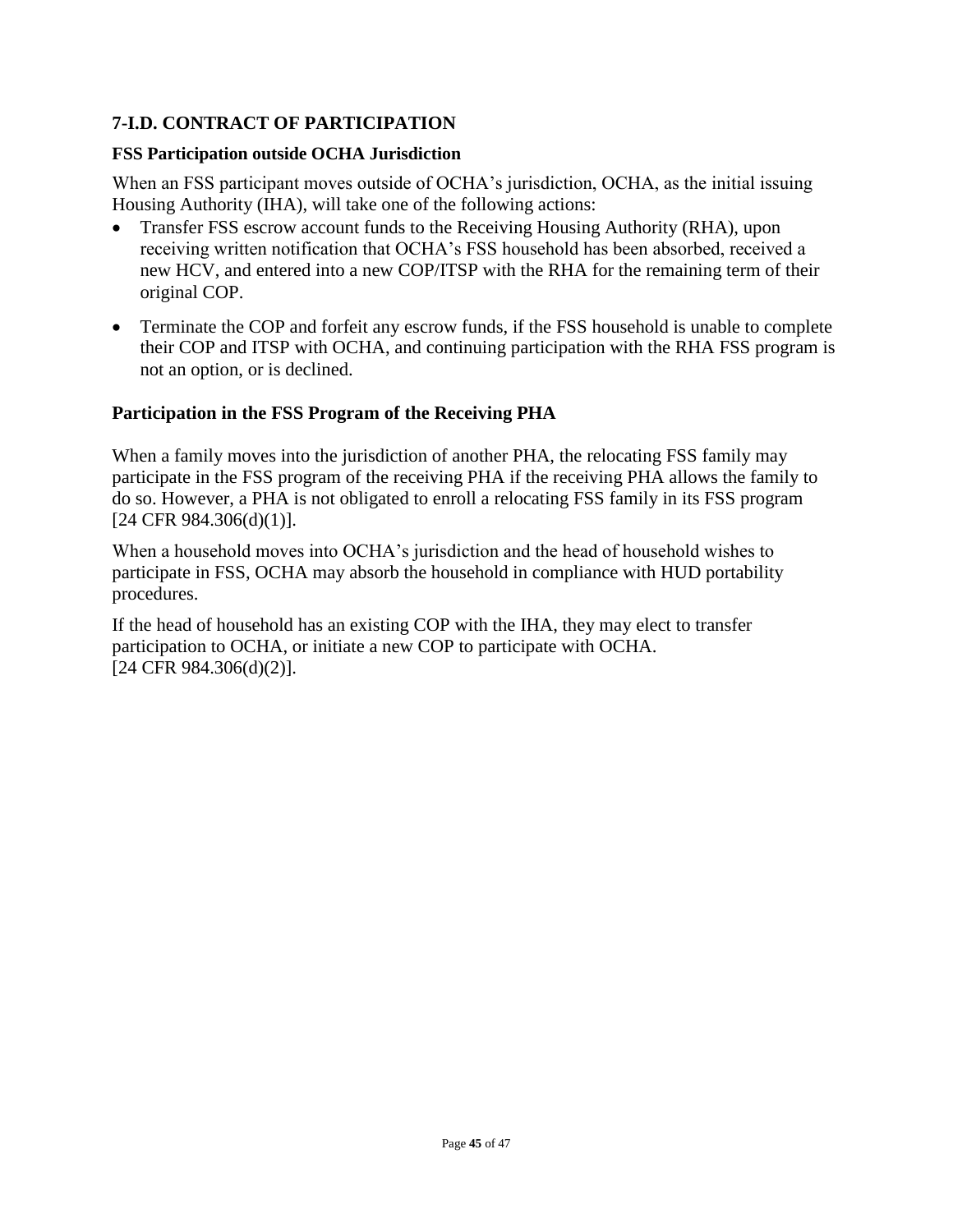## 7-I.D. CONTRACT OF PARTICIPATION

### FSS Participation outside OCHA Jurisdiction

When an FSS participant moves outside of OCHA's jurisdiction, OCHA, as the initial issuing Housing Authority (IHA), will take one of the following actions:

- Transfer FSS escrow account funds to the Receiving Housing Authority (RHA), upon receiving written notification that OCHA's FSS household has been absorbed, received a new HCV, and entered into a new COP/ITSP with the RHA for the remaining term of their original COP.
- Terminate the COP and forfeit any escrow funds, if the FSS household is unable to complete their COP and ITSP with OCHA, and continuing participation with the RHA FSS program is not an option, or is declined.

### Participation in the FSS Program of the Receiving PHA

When a family moves into the jurisdiction of another PHA, the relocating FSS family may participate in the FSS program of the receiving PHA if the receiving PHA allows the family to do so. However, a PHA is not obligated to enroll a relocating FSS family in its FSS program [24 CFR 984.306(d)(1)].

When a household moves into OCHA's jurisdiction and the head of household wishes to participate in FSS, OCHA may absorb the household in compliance with HUD portability procedures.

If the head of household has an existing COP with the IHA, they may elect to transfer participation to OCHA, or initiate a new COP to participate with OCHA. [24 CFR 984.306(d)(2)].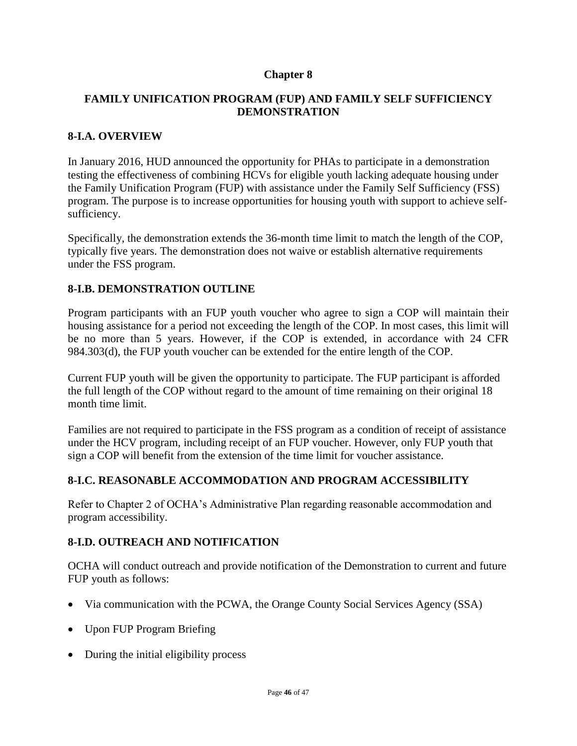# Chapter 8

## FAMILY UNIFICATION PROGRAM (FUP) AND FAMILY SELF SUFFICIENCY DEMONSTRATION

### 8-I.A. OVERVIEW

In January 2016, HUD announced the opportunity for PHAs to participate in a demonstration testing the effectiveness of combining HCVs for eligible youth lacking adequate housing under the Family Unification Program (FUP) with assistance under the Family Self Sufficiency (FSS) program. The purpose is to increase opportunities for housing youth with support to achieve self-sufficiency.

Specifically, the demonstration extends the 36-month time limit to match the length of the COP, typically five years. The demonstration does not waive or establish alternative requirements under the FSS program.

### 8-I.B. DEMONSTRATION OUTLINE

Program participants with an FUP youth voucher who agree to sign a COP will maintain their housing assistance for a period not exceeding the length of the COP. In most cases, this limit will be no more than 5 years. However, if the COP is extended, in accordance with 24 CFR 984.303(d), the FUP youth voucher can be extended for the entire length of the COP.

Current FUP youth will be given the opportunity to participate. The FUP participant is afforded the full length of the COP without regard to the amount of time remaining on their original 18 month time limit.

Families are not required to participate in the FSS program as a condition of receipt of assistance under the HCV program, including receipt of an FUP voucher. However, only FUP youth that sign a COP will benefit from the extension of the time limit for voucher assistance.

### 8-I.C. REASONABLE ACCOMMODATION AND PROGRAM ACCESSIBILITY

Refer to Chapter 2 of OCHA's Administrative Plan regarding reasonable accommodation and program accessibility.

### 8-I.D. OUTREACH AND NOTIFICATION

OCHA will conduct outreach and provide notification of the Demonstration to current and future FUP youth as follows:

- Via communication with the PCWA, the Orange County Social Services Agency (SSA)
- Upon FUP Program Briefing
- During the initial eligibility process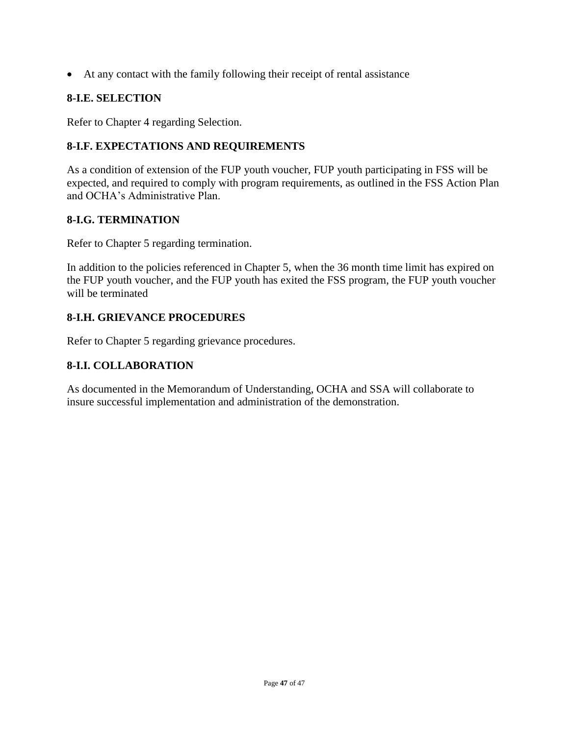- At any contact with the family following their receipt of rental assistance

**8-I.E. SELECTION**

Refer to Chapter 4 regarding Selection.

**8-I.F. EXPECTATIONS AND REQUIREMENTS**

As a condition of extension of the FUP youth voucher, FUP youth participating in FSS will be expected, and required to comply with program requirements, as outlined in the FSS Action Plan and OCHA's Administrative Plan.

**8-I.G. TERMINATION**

Refer to Chapter 5 regarding termination.

In addition to the policies referenced in Chapter 5, when the 36 month time limit has expired on the FUP youth voucher, and the FUP youth has exited the FSS program, the FUP youth voucher will be terminated

**8-I.H. GRIEVANCE PROCEDURES**

Refer to Chapter 5 regarding grievance procedures.

**8-I.I. COLLABORATION**

As documented in the Memorandum of Understanding, OCHA and SSA will collaborate to insure successful implementation and administration of the demonstration.